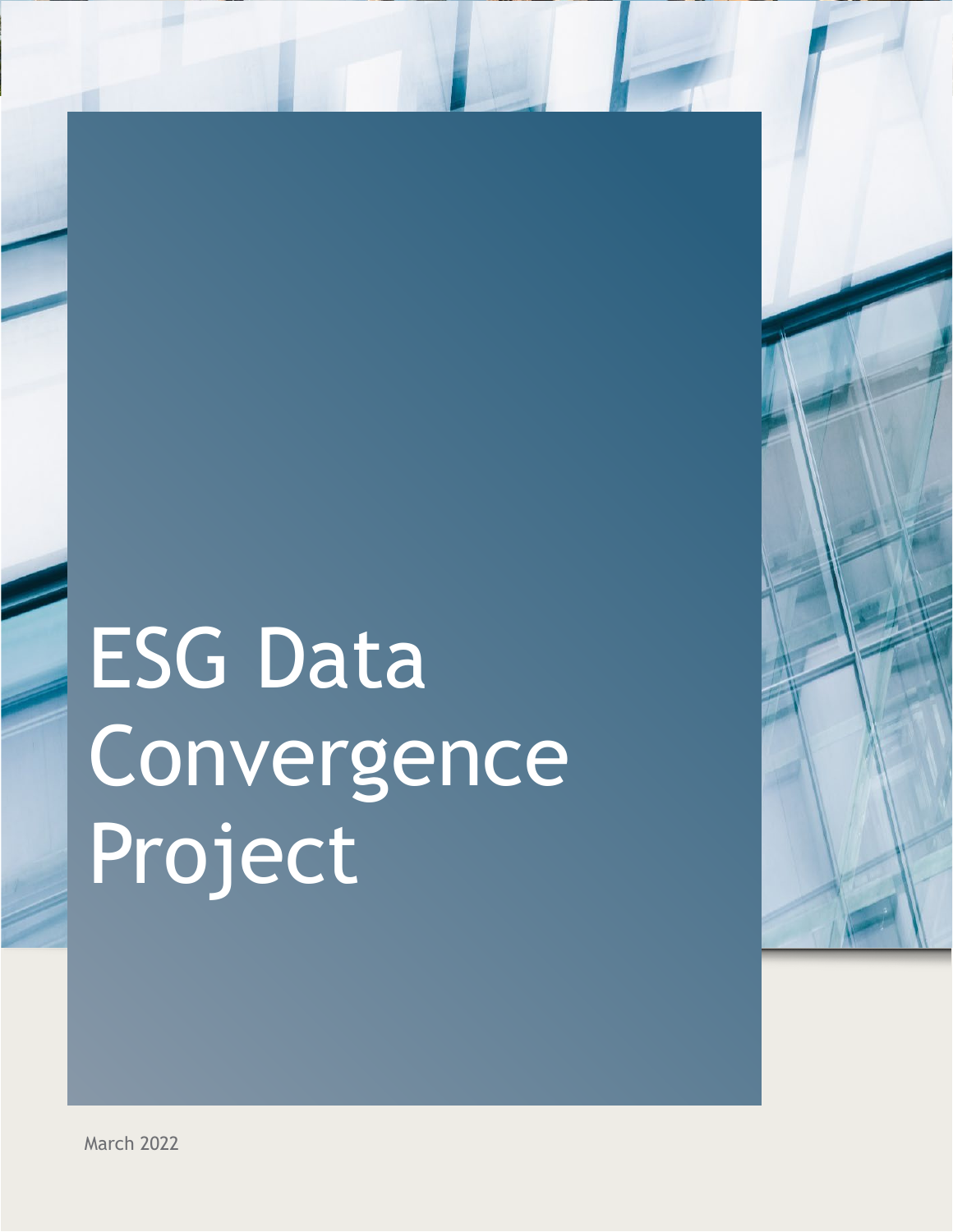# ESG Data Convergence Project

March 2022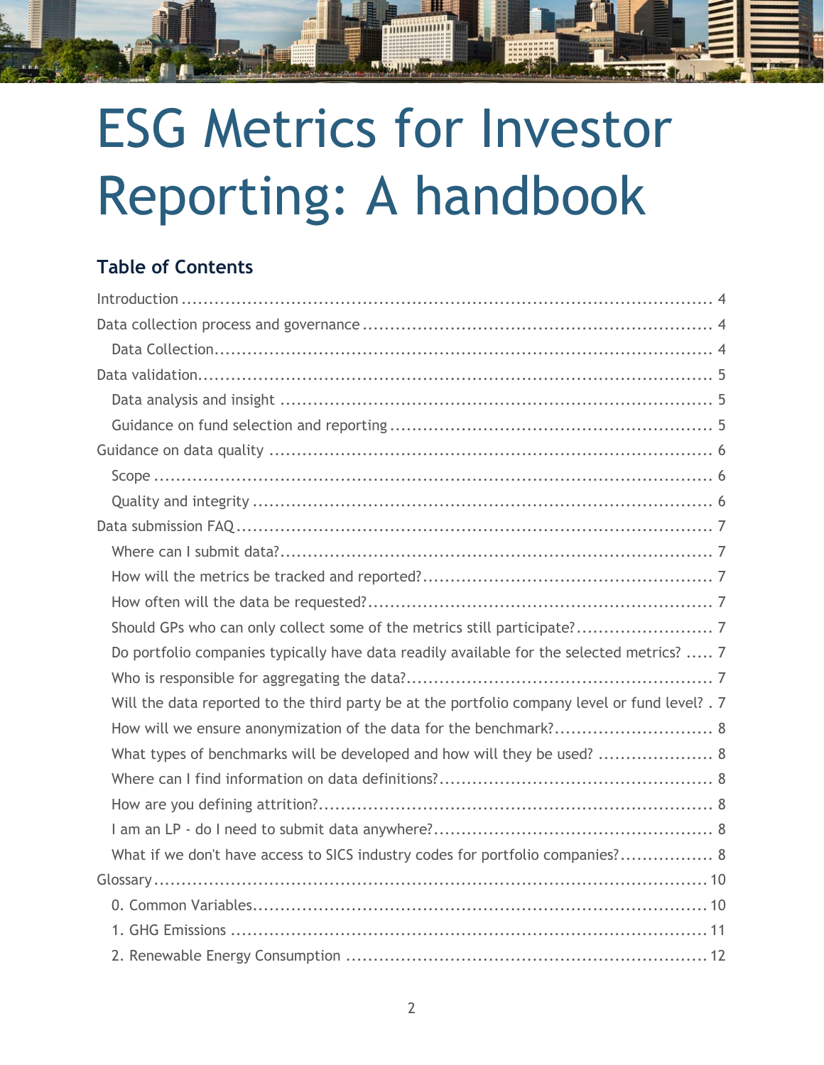# ESG Metrics for Investor Reporting: A handbook

## Table of Contents

Introduction ..... 4

Data collection process and governance ..... 4

- Data Collection ..... 4

Data validation ..... 5

- Data analysis and insight ..... 5
- Guidance on fund selection and reporting ..... 5

Guidance on data quality ..... 6

- Scope ..... 6
- Quality and integrity ..... 6

Data submission FAQ ..... 7

- Where can I submit data? ..... 7
- How will the metrics be tracked and reported? ..... 7
- How often will the data be requested? ..... 7
- Should GPs who can only collect some of the metrics still participate? ..... 7
- Do portfolio companies typically have data readily available for the selected metrics? ..... 7
- Who is responsible for aggregating the data? ..... 7
- Will the data reported to the third party be at the portfolio company level or fund level? . 7
- How will we ensure anonymization of the data for the benchmark? ..... 8
- What types of benchmarks will be developed and how will they be used? ..... 8
- Where can I find information on data definitions? ..... 8
- How are you defining attrition? ..... 8
- I am an LP - do I need to submit data anywhere? ..... 8
- What if we don't have access to SICS industry codes for portfolio companies? ..... 8

Glossary ..... 10

- 0. Common Variables ..... 10
- 1. GHG Emissions ..... 11
- 2. Renewable Energy Consumption ..... 12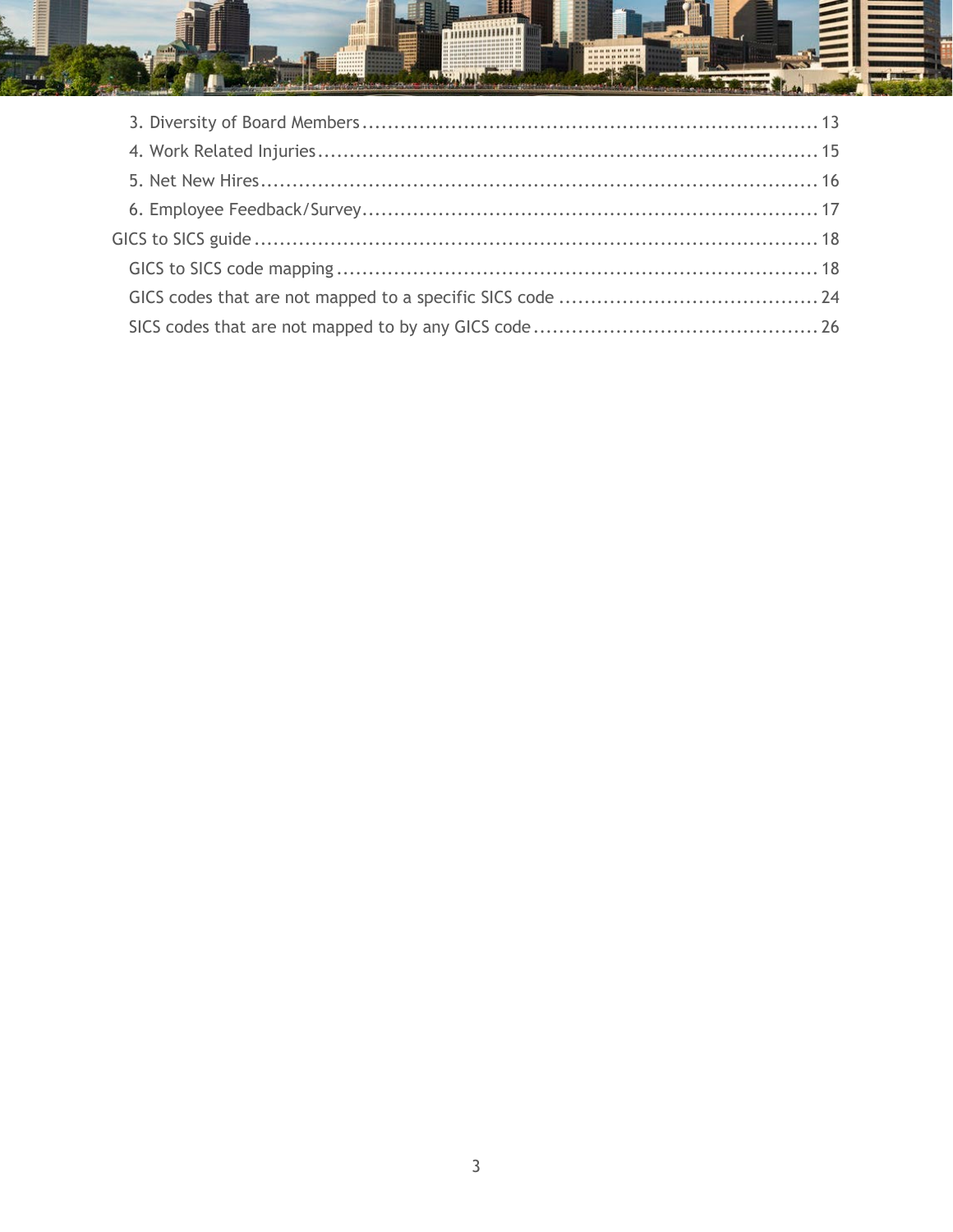3. Diversity of Board Members ........................................................................ 13
4. Work Related Injuries ................................................................................ 15
5. Net New Hires ........................................................................................... 16
6. Employee Feedback/Survey ........................................................................ 17

GICS to SICS guide .......................................................................................... 18

GICS to SICS code mapping ............................................................................. 18
GICS codes that are not mapped to a specific SICS code .................................. 24
SICS codes that are not mapped to by any GICS code ...................................... 26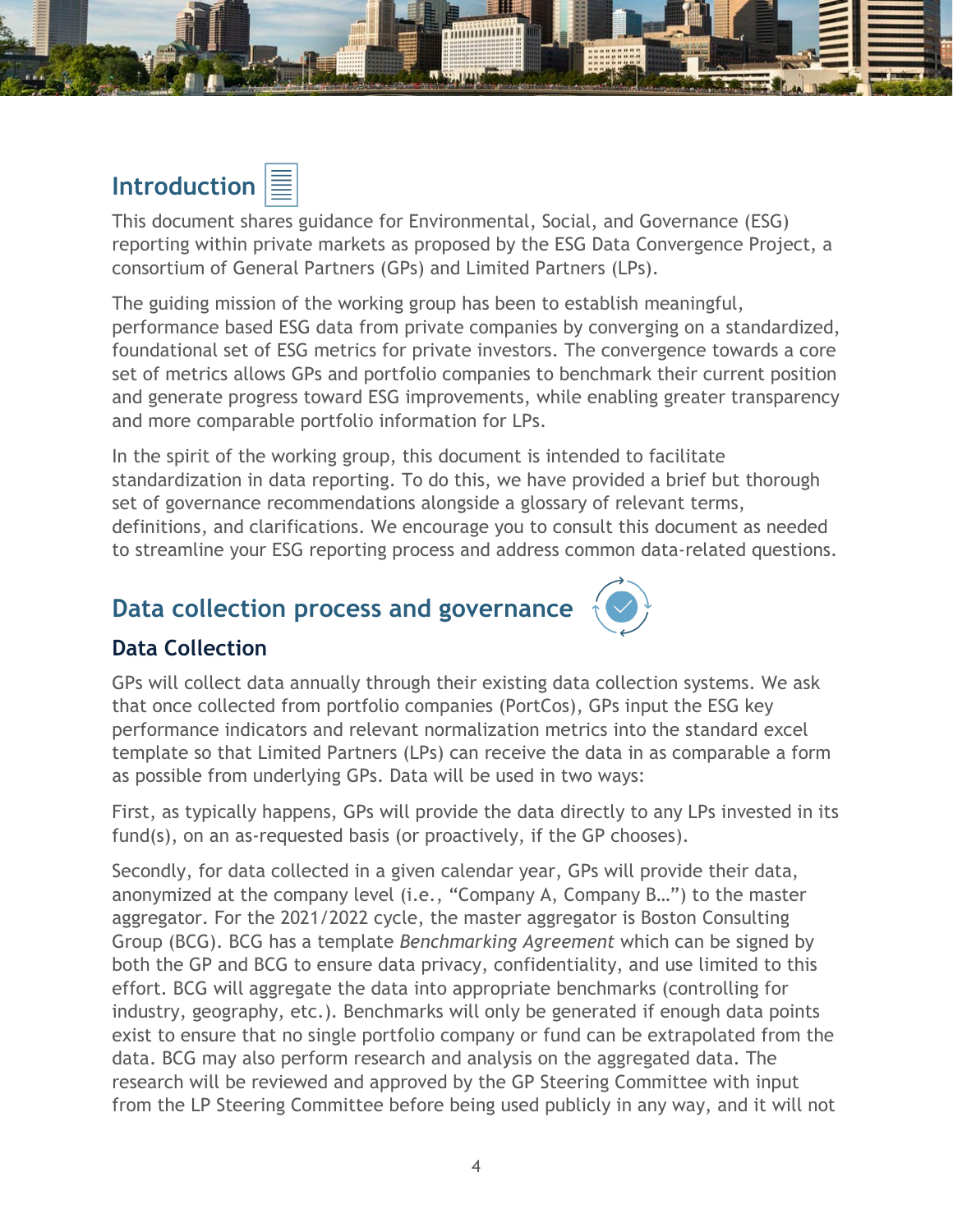## Introduction

This document shares guidance for Environmental, Social, and Governance (ESG) reporting within private markets as proposed by the ESG Data Convergence Project, a consortium of General Partners (GPs) and Limited Partners (LPs).

The guiding mission of the working group has been to establish meaningful, performance based ESG data from private companies by converging on a standardized, foundational set of ESG metrics for private investors. The convergence towards a core set of metrics allows GPs and portfolio companies to benchmark their current position and generate progress toward ESG improvements, while enabling greater transparency and more comparable portfolio information for LPs.

In the spirit of the working group, this document is intended to facilitate standardization in data reporting. To do this, we have provided a brief but thorough set of governance recommendations alongside a glossary of relevant terms, definitions, and clarifications. We encourage you to consult this document as needed to streamline your ESG reporting process and address common data-related questions.

## Data collection process and governance

### Data Collection

GPs will collect data annually through their existing data collection systems. We ask that once collected from portfolio companies (PortCos), GPs input the ESG key performance indicators and relevant normalization metrics into the standard excel template so that Limited Partners (LPs) can receive the data in as comparable a form as possible from underlying GPs. Data will be used in two ways:

First, as typically happens, GPs will provide the data directly to any LPs invested in its fund(s), on an as-requested basis (or proactively, if the GP chooses).

Secondly, for data collected in a given calendar year, GPs will provide their data, anonymized at the company level (i.e., "Company A, Company B…") to the master aggregator. For the 2021/2022 cycle, the master aggregator is Boston Consulting Group (BCG). BCG has a template *Benchmarking Agreement* which can be signed by both the GP and BCG to ensure data privacy, confidentiality, and use limited to this effort. BCG will aggregate the data into appropriate benchmarks (controlling for industry, geography, etc.). Benchmarks will only be generated if enough data points exist to ensure that no single portfolio company or fund can be extrapolated from the data. BCG may also perform research and analysis on the aggregated data. The research will be reviewed and approved by the GP Steering Committee with input from the LP Steering Committee before being used publicly in any way, and it will not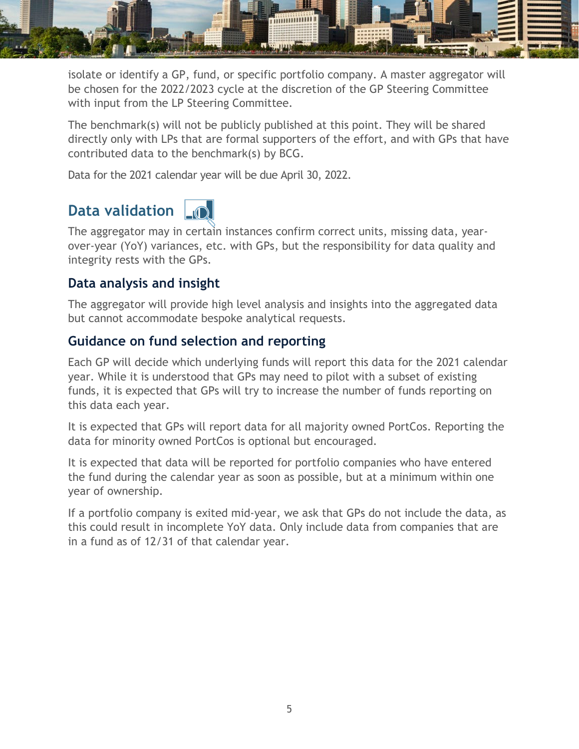isolate or identify a GP, fund, or specific portfolio company. A master aggregator will be chosen for the 2022/2023 cycle at the discretion of the GP Steering Committee with input from the LP Steering Committee.

The benchmark(s) will not be publicly published at this point. They will be shared directly only with LPs that are formal supporters of the effort, and with GPs that have contributed data to the benchmark(s) by BCG.

Data for the 2021 calendar year will be due April 30, 2022.

## Data validation

The aggregator may in certain instances confirm correct units, missing data, year-over-year (YoY) variances, etc. with GPs, but the responsibility for data quality and integrity rests with the GPs.

### Data analysis and insight

The aggregator will provide high level analysis and insights into the aggregated data but cannot accommodate bespoke analytical requests.

### Guidance on fund selection and reporting

Each GP will decide which underlying funds will report this data for the 2021 calendar year. While it is understood that GPs may need to pilot with a subset of existing funds, it is expected that GPs will try to increase the number of funds reporting on this data each year.

It is expected that GPs will report data for all majority owned PortCos. Reporting the data for minority owned PortCos is optional but encouraged.

It is expected that data will be reported for portfolio companies who have entered the fund during the calendar year as soon as possible, but at a minimum within one year of ownership.

If a portfolio company is exited mid-year, we ask that GPs do not include the data, as this could result in incomplete YoY data. Only include data from companies that are in a fund as of 12/31 of that calendar year.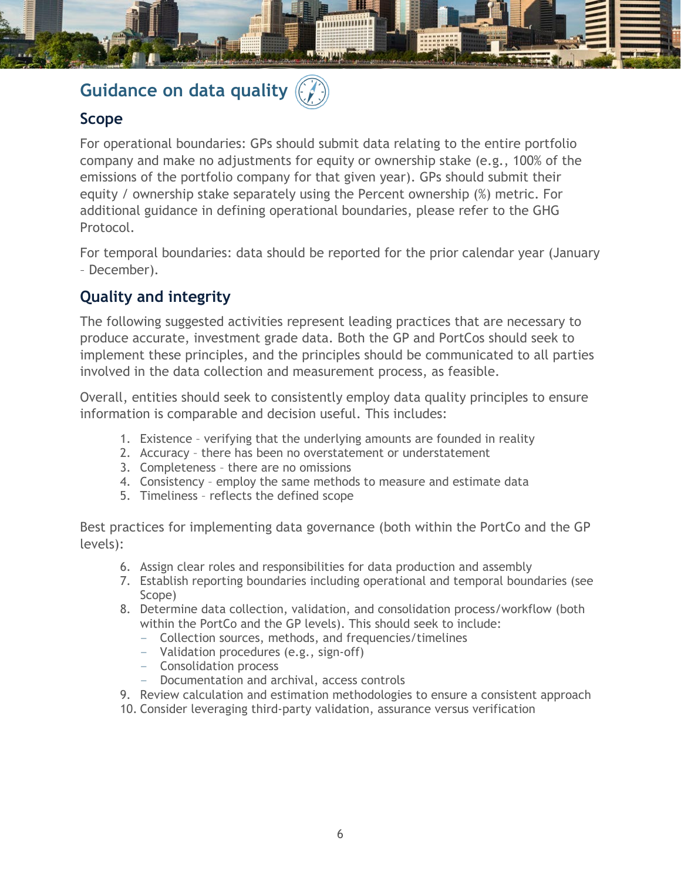## Guidance on data quality

### Scope

For operational boundaries: GPs should submit data relating to the entire portfolio company and make no adjustments for equity or ownership stake (e.g., 100% of the emissions of the portfolio company for that given year). GPs should submit their equity / ownership stake separately using the Percent ownership (%) metric. For additional guidance in defining operational boundaries, please refer to the GHG Protocol.

For temporal boundaries: data should be reported for the prior calendar year (January – December).

### Quality and integrity

The following suggested activities represent leading practices that are necessary to produce accurate, investment grade data. Both the GP and PortCos should seek to implement these principles, and the principles should be communicated to all parties involved in the data collection and measurement process, as feasible.

Overall, entities should seek to consistently employ data quality principles to ensure information is comparable and decision useful. This includes:

1. Existence – verifying that the underlying amounts are founded in reality
2. Accuracy – there has been no overstatement or understatement
3. Completeness – there are no omissions
4. Consistency – employ the same methods to measure and estimate data
5. Timeliness – reflects the defined scope

Best practices for implementing data governance (both within the PortCo and the GP levels):

6. Assign clear roles and responsibilities for data production and assembly
7. Establish reporting boundaries including operational and temporal boundaries (see Scope)
8. Determine data collection, validation, and consolidation process/workflow (both within the PortCo and the GP levels). This should seek to include:
   - Collection sources, methods, and frequencies/timelines
   - Validation procedures (e.g., sign-off)
   - Consolidation process
   - Documentation and archival, access controls
9. Review calculation and estimation methodologies to ensure a consistent approach
10. Consider leveraging third-party validation, assurance versus verification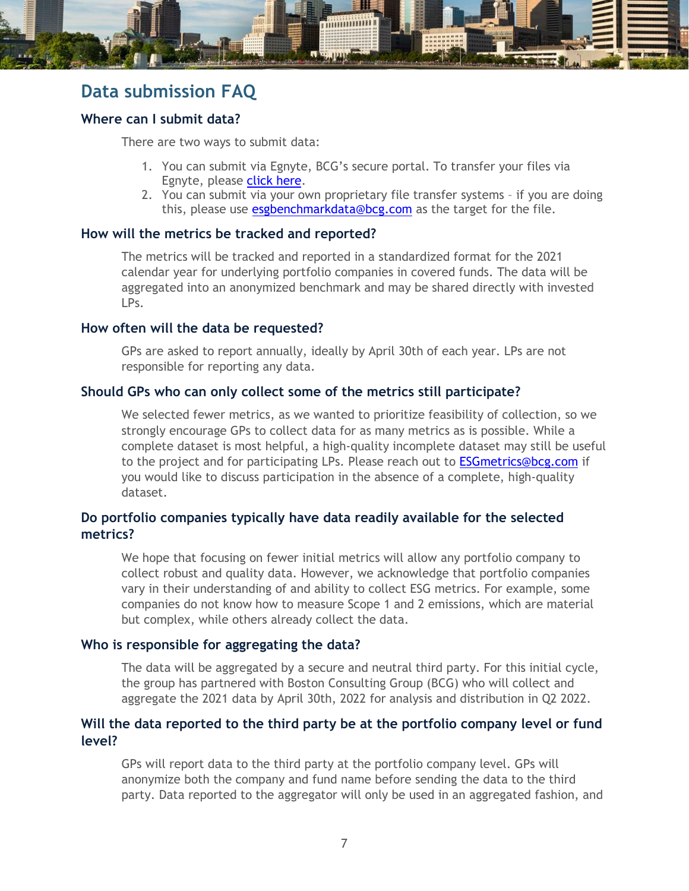## Data submission FAQ

### Where can I submit data?

There are two ways to submit data:

1. You can submit via Egnyte, BCG's secure portal. To transfer your files via Egnyte, please click here.
2. You can submit via your own proprietary file transfer systems – if you are doing this, please use esgbenchmarkdata@bcg.com as the target for the file.

### How will the metrics be tracked and reported?

The metrics will be tracked and reported in a standardized format for the 2021 calendar year for underlying portfolio companies in covered funds. The data will be aggregated into an anonymized benchmark and may be shared directly with invested LPs.

### How often will the data be requested?

GPs are asked to report annually, ideally by April 30th of each year. LPs are not responsible for reporting any data.

### Should GPs who can only collect some of the metrics still participate?

We selected fewer metrics, as we wanted to prioritize feasibility of collection, so we strongly encourage GPs to collect data for as many metrics as is possible. While a complete dataset is most helpful, a high-quality incomplete dataset may still be useful to the project and for participating LPs. Please reach out to ESGmetrics@bcg.com if you would like to discuss participation in the absence of a complete, high-quality dataset.

### Do portfolio companies typically have data readily available for the selected metrics?

We hope that focusing on fewer initial metrics will allow any portfolio company to collect robust and quality data. However, we acknowledge that portfolio companies vary in their understanding of and ability to collect ESG metrics. For example, some companies do not know how to measure Scope 1 and 2 emissions, which are material but complex, while others already collect the data.

### Who is responsible for aggregating the data?

The data will be aggregated by a secure and neutral third party. For this initial cycle, the group has partnered with Boston Consulting Group (BCG) who will collect and aggregate the 2021 data by April 30th, 2022 for analysis and distribution in Q2 2022.

### Will the data reported to the third party be at the portfolio company level or fund level?

GPs will report data to the third party at the portfolio company level. GPs will anonymize both the company and fund name before sending the data to the third party. Data reported to the aggregator will only be used in an aggregated fashion, and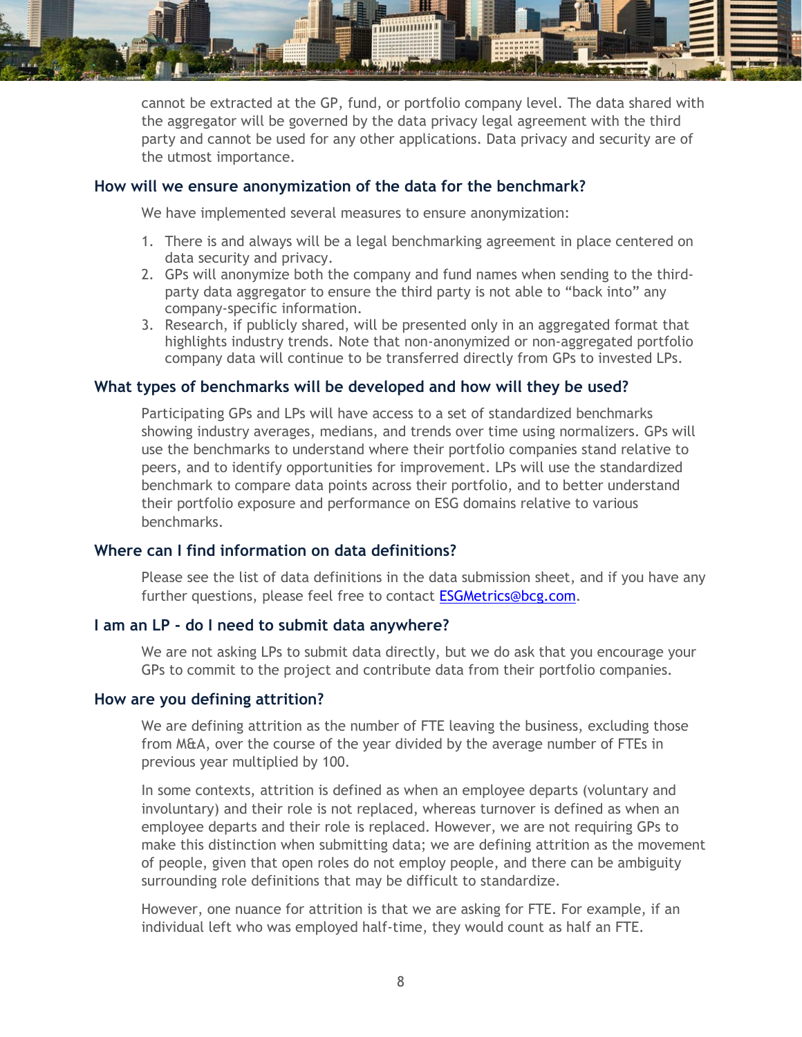cannot be extracted at the GP, fund, or portfolio company level. The data shared with the aggregator will be governed by the data privacy legal agreement with the third party and cannot be used for any other applications. Data privacy and security are of the utmost importance.

### How will we ensure anonymization of the data for the benchmark?

We have implemented several measures to ensure anonymization:

1. There is and always will be a legal benchmarking agreement in place centered on data security and privacy.
2. GPs will anonymize both the company and fund names when sending to the third-party data aggregator to ensure the third party is not able to "back into" any company-specific information.
3. Research, if publicly shared, will be presented only in an aggregated format that highlights industry trends. Note that non-anonymized or non-aggregated portfolio company data will continue to be transferred directly from GPs to invested LPs.

### What types of benchmarks will be developed and how will they be used?

Participating GPs and LPs will have access to a set of standardized benchmarks showing industry averages, medians, and trends over time using normalizers. GPs will use the benchmarks to understand where their portfolio companies stand relative to peers, and to identify opportunities for improvement. LPs will use the standardized benchmark to compare data points across their portfolio, and to better understand their portfolio exposure and performance on ESG domains relative to various benchmarks.

### Where can I find information on data definitions?

Please see the list of data definitions in the data submission sheet, and if you have any further questions, please feel free to contact [ESGMetrics@bcg.com](mailto:ESGMetrics@bcg.com).

### I am an LP - do I need to submit data anywhere?

We are not asking LPs to submit data directly, but we do ask that you encourage your GPs to commit to the project and contribute data from their portfolio companies.

### How are you defining attrition?

We are defining attrition as the number of FTE leaving the business, excluding those from M&A, over the course of the year divided by the average number of FTEs in previous year multiplied by 100.

In some contexts, attrition is defined as when an employee departs (voluntary and involuntary) and their role is not replaced, whereas turnover is defined as when an employee departs and their role is replaced. However, we are not requiring GPs to make this distinction when submitting data; we are defining attrition as the movement of people, given that open roles do not employ people, and there can be ambiguity surrounding role definitions that may be difficult to standardize.

However, one nuance for attrition is that we are asking for FTE. For example, if an individual left who was employed half-time, they would count as half an FTE.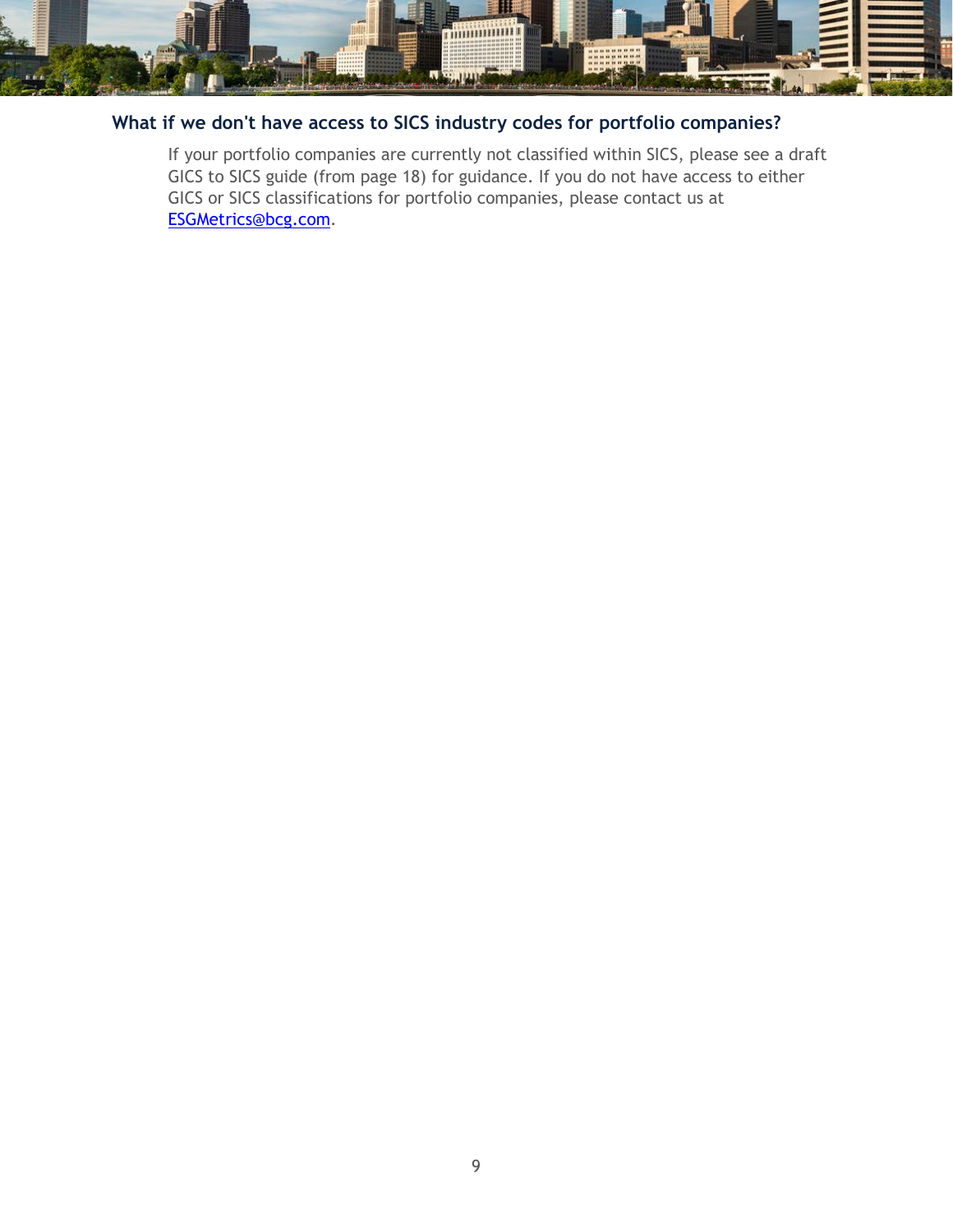### What if we don't have access to SICS industry codes for portfolio companies?

If your portfolio companies are currently not classified within SICS, please see a draft GICS to SICS guide (from page 18) for guidance. If you do not have access to either GICS or SICS classifications for portfolio companies, please contact us at [ESGMetrics@bcg.com](mailto:ESGMetrics@bcg.com).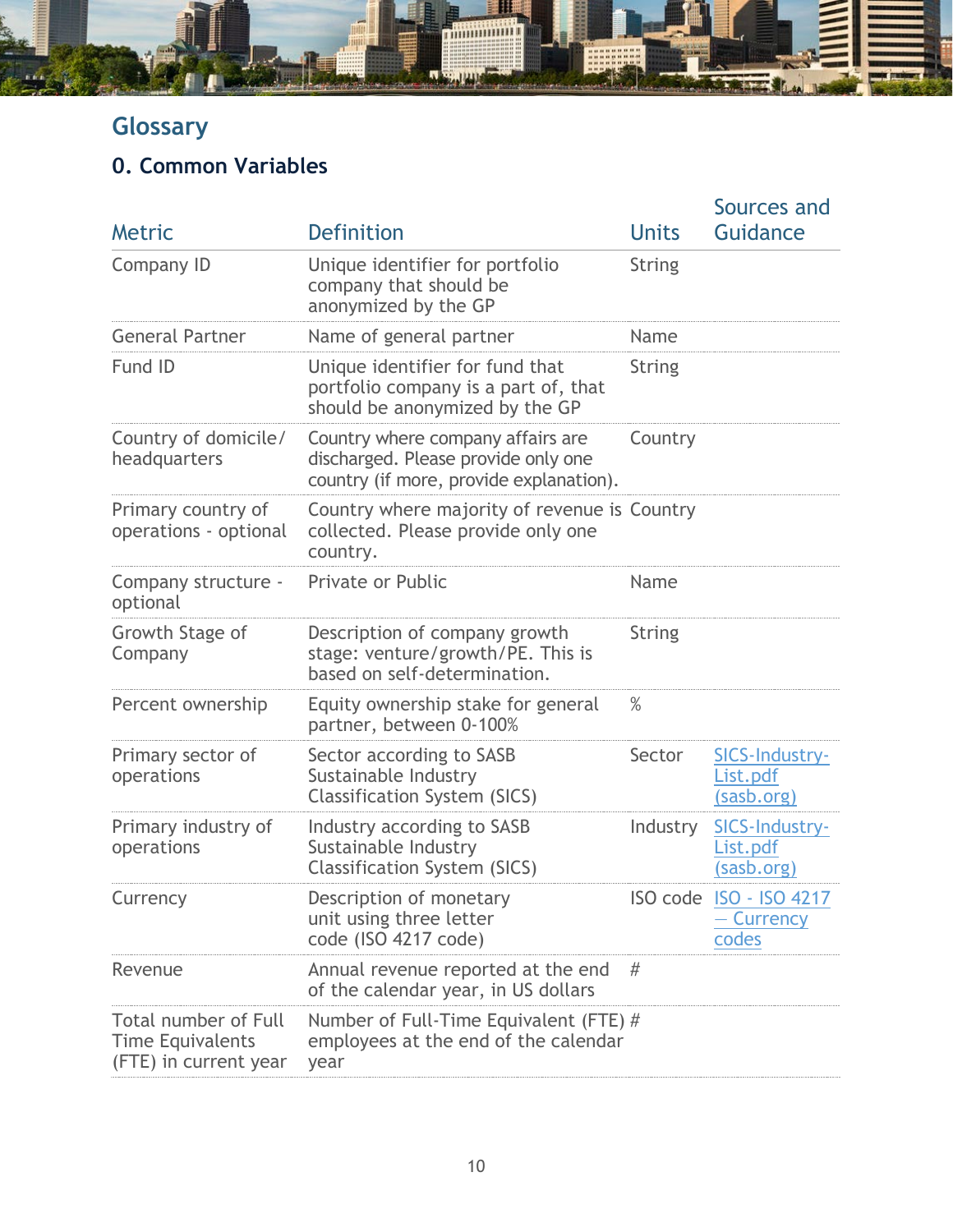# Glossary

## 0. Common Variables

| Metric | Definition | Units | Sources and Guidance |
|---|---|---|---|
| Company ID | Unique identifier for portfolio company that should be anonymized by the GP | String | |
| General Partner | Name of general partner | Name | |
| Fund ID | Unique identifier for fund that portfolio company is a part of, that should be anonymized by the GP | String | |
| Country of domicile/ headquarters | Country where company affairs are discharged. Please provide only one country (if more, provide explanation). | Country | |
| Primary country of operations - optional | Country where majority of revenue is collected. Please provide only one country. | Country | |
| Company structure - optional | Private or Public | Name | |
| Growth Stage of Company | Description of company growth stage: venture/growth/PE. This is based on self-determination. | String | |
| Percent ownership | Equity ownership stake for general partner, between 0-100% | % | |
| Primary sector of operations | Sector according to SASB Sustainable Industry Classification System (SICS) | Sector | SICS-Industry-List.pdf (sasb.org) |
| Primary industry of operations | Industry according to SASB Sustainable Industry Classification System (SICS) | Industry | SICS-Industry-List.pdf (sasb.org) |
| Currency | Description of monetary unit using three letter code (ISO 4217 code) | ISO code | ISO - ISO 4217 — Currency codes |
| Revenue | Annual revenue reported at the end of the calendar year, in US dollars | # | |
| Total number of Full Time Equivalents (FTE) in current year | Number of Full-Time Equivalent (FTE) employees at the end of the calendar year | # | |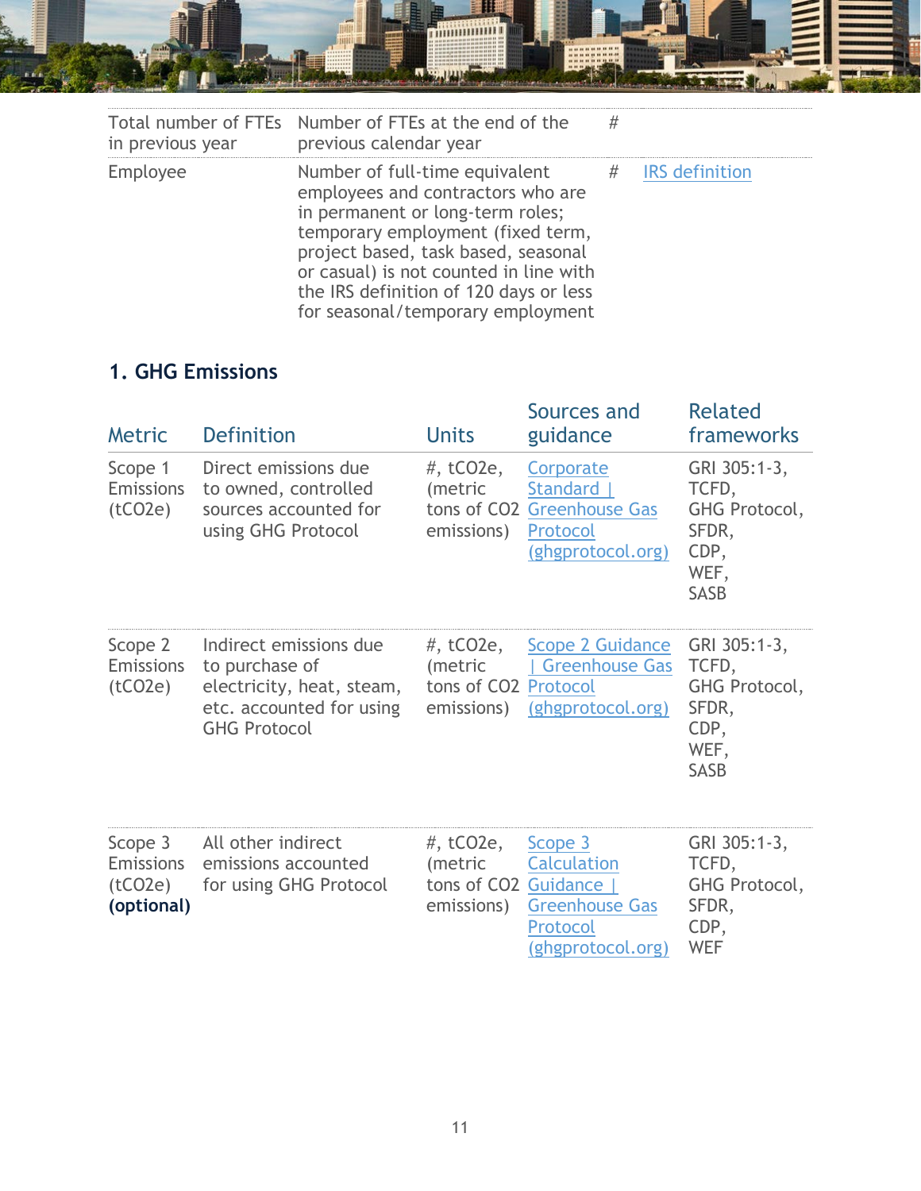| | | | |
|---|---|---|---|
| Total number of FTEs in previous year | Number of FTEs at the end of the previous calendar year | # | |
| Employee | Number of full-time equivalent employees and contractors who are in permanent or long-term roles; temporary employment (fixed term, project based, task based, seasonal or casual) is not counted in line with the IRS definition of 120 days or less for seasonal/temporary employment | # | IRS definition |

## 1. GHG Emissions

| Metric | Definition | Units | Sources and guidance | Related frameworks |
|---|---|---|---|---|
| Scope 1 Emissions ($tCO_2e$) | Direct emissions due to owned, controlled sources accounted for using GHG Protocol | #, $tCO_2e$, (metric tons of $CO_2$ emissions) | Corporate Standard \| Greenhouse Gas Protocol (ghgprotocol.org) | GRI 305:1-3, TCFD, GHG Protocol, SFDR, CDP, WEF, SASB |
| Scope 2 Emissions ($tCO_2e$) | Indirect emissions due to purchase of electricity, heat, steam, etc. accounted for using GHG Protocol | #, $tCO_2e$, (metric tons of $CO_2$ emissions) | Scope 2 Guidance \| Greenhouse Gas Protocol (ghgprotocol.org) | GRI 305:1-3, TCFD, GHG Protocol, SFDR, CDP, WEF, SASB |
| Scope 3 Emissions ($tCO_2e$) **(optional)** | All other indirect emissions accounted for using GHG Protocol | #, $tCO_2e$, (metric tons of $CO_2$ emissions) | Scope 3 Calculation Guidance \| Greenhouse Gas Protocol (ghgprotocol.org) | GRI 305:1-3, TCFD, GHG Protocol, SFDR, CDP, WEF |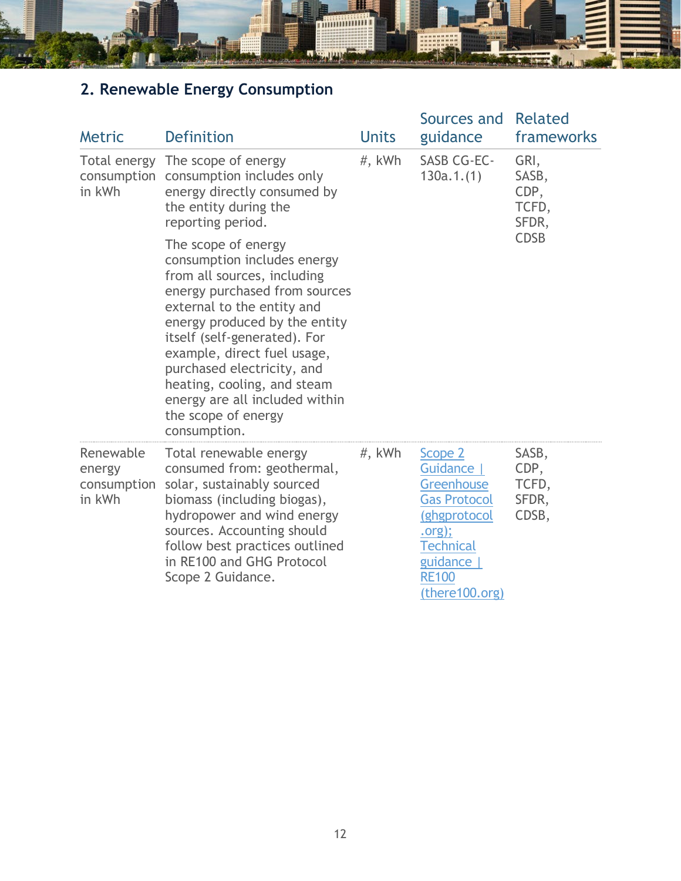## 2. Renewable Energy Consumption

| Metric | Definition | Units | Sources and guidance | Related frameworks |
|---|---|---|---|---|
| Total energy consumption in kWh | The scope of energy consumption includes only energy directly consumed by the entity during the reporting period.<br><br>The scope of energy consumption includes energy from all sources, including energy purchased from sources external to the entity and energy produced by the entity itself (self-generated). For example, direct fuel usage, purchased electricity, and heating, cooling, and steam energy are all included within the scope of energy consumption. | #, kWh | SASB CG-EC-130a.1.(1) | GRI, SASB, CDP, TCFD, SFDR, CDSB |
| Renewable energy consumption in kWh | Total renewable energy consumed from: geothermal, solar, sustainably sourced biomass (including biogas), hydropower and wind energy sources. Accounting should follow best practices outlined in RE100 and GHG Protocol Scope 2 Guidance. | #, kWh | Scope 2 Guidance \| Greenhouse Gas Protocol (ghgprotocol.org); Technical guidance \| RE100 (there100.org) | SASB, CDP, TCFD, SFDR, CDSB, |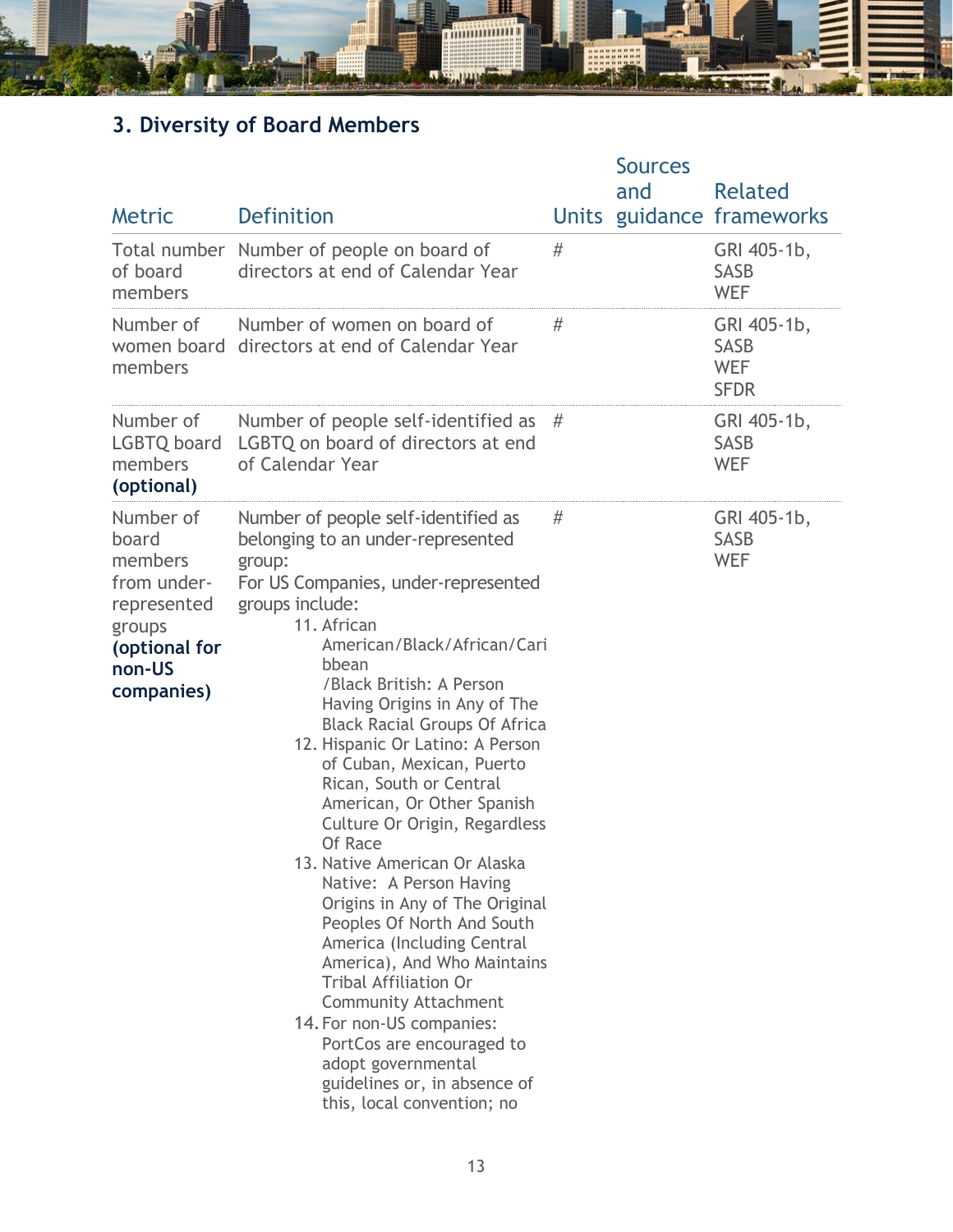### 3. Diversity of Board Members

| Metric | Definition | Units | Sources and guidance | Related frameworks |
|---|---|---|---|---|
| Total number of board members | Number of people on board of directors at end of Calendar Year | # | | GRI 405-1b, SASB WEF |
| Number of women board members | Number of women on board of directors at end of Calendar Year | # | | GRI 405-1b, SASB WEF SFDR |
| Number of LGBTQ board members **(optional)** | Number of people self-identified as LGBTQ on board of directors at end of Calendar Year | # | | GRI 405-1b, SASB WEF |
| Number of board members from under-represented groups **(optional for non-US companies)** | Number of people self-identified as belonging to an under-represented group:<br>For US Companies, under-represented groups include:<br>11. African American/Black/African/Caribbean /Black British: A Person Having Origins in Any of The Black Racial Groups Of Africa<br>12. Hispanic Or Latino: A Person of Cuban, Mexican, Puerto Rican, South or Central American, Or Other Spanish Culture Or Origin, Regardless Of Race<br>13. Native American Or Alaska Native: A Person Having Origins in Any of The Original Peoples Of North And South America (Including Central America), And Who Maintains Tribal Affiliation Or Community Attachment<br>14. For non-US companies: PortCos are encouraged to adopt governmental guidelines or, in absence of this, local convention; no | # | | GRI 405-1b, SASB WEF |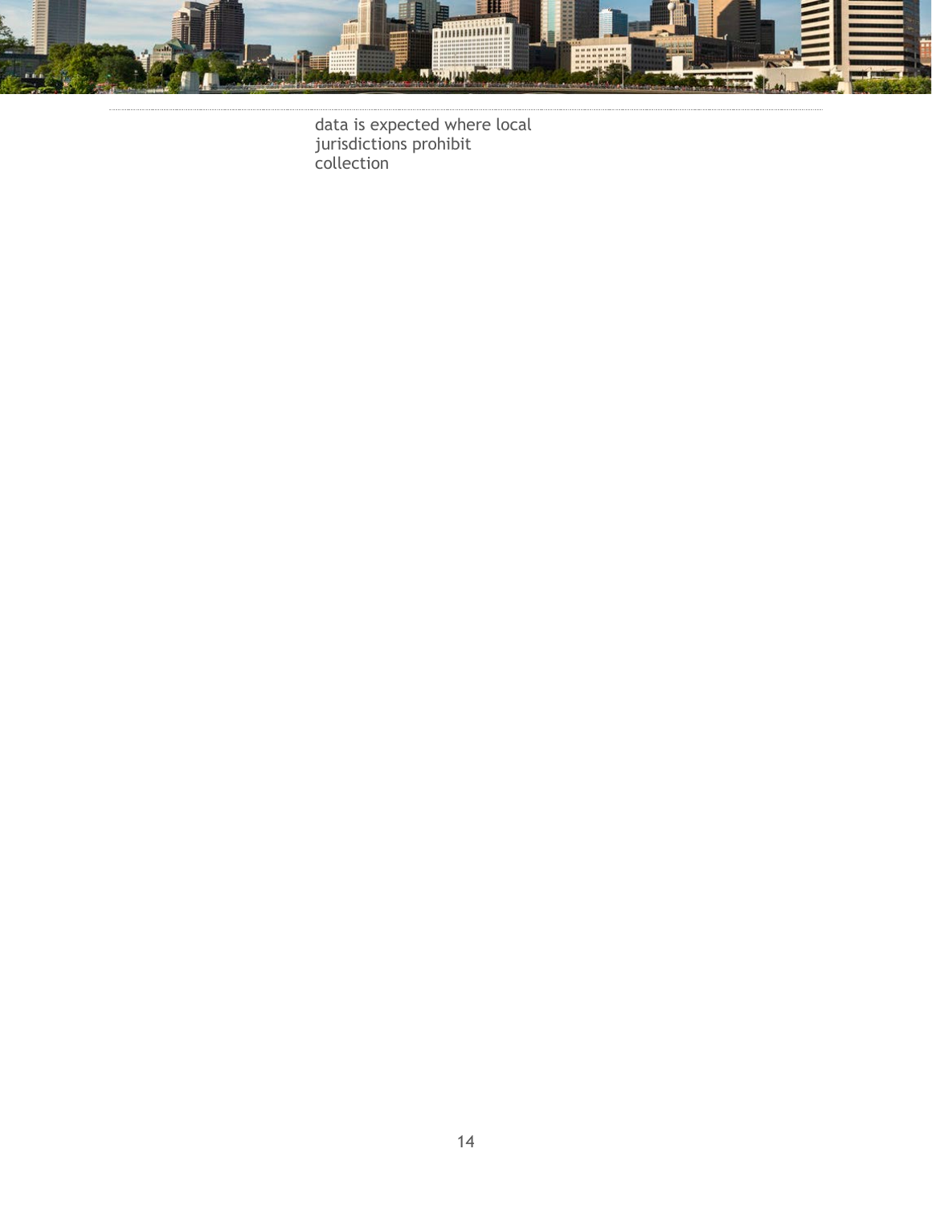data is expected where local jurisdictions prohibit collection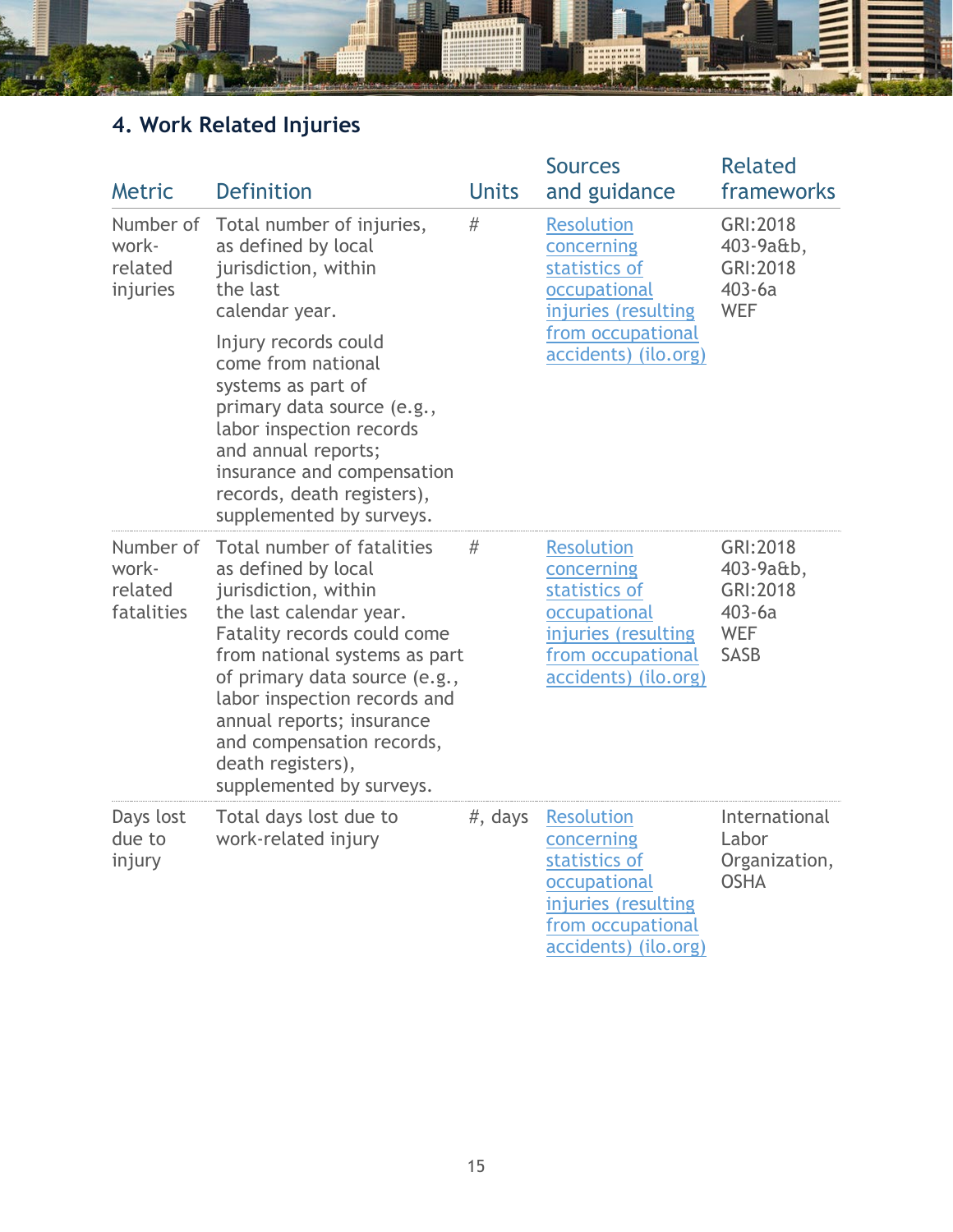## 4. Work Related Injuries

| Metric | Definition | Units | Sources and guidance | Related frameworks |
|---|---|---|---|---|
| Number of work-related injuries | Total number of injuries, as defined by local jurisdiction, within the last calendar year. Injury records could come from national systems as part of primary data source (e.g., labor inspection records and annual reports; insurance and compensation records, death registers), supplemented by surveys. | # | Resolution concerning statistics of occupational injuries (resulting from occupational accidents) (ilo.org) | GRI:2018 403-9a&b, GRI:2018 403-6a WEF |
| Number of work-related fatalities | Total number of fatalities as defined by local jurisdiction, within the last calendar year. Fatality records could come from national systems as part of primary data source (e.g., labor inspection records and annual reports; insurance and compensation records, death registers), supplemented by surveys. | # | Resolution concerning statistics of occupational injuries (resulting from occupational accidents) (ilo.org) | GRI:2018 403-9a&b, GRI:2018 403-6a WEF SASB |
| Days lost due to injury | Total days lost due to work-related injury | #, days | Resolution concerning statistics of occupational injuries (resulting from occupational accidents) (ilo.org) | International Labor Organization, OSHA |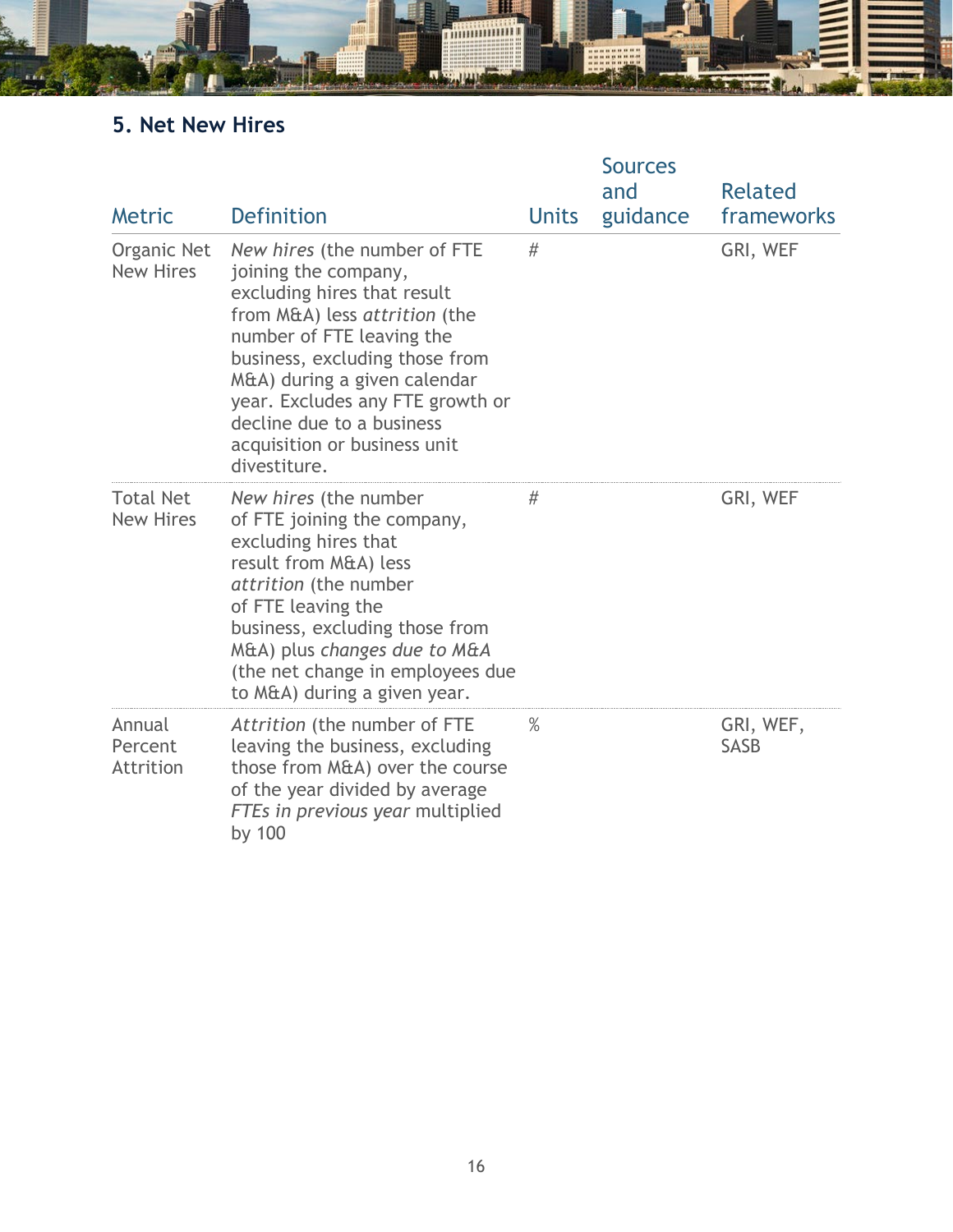## 5. Net New Hires

| Metric | Definition | Units | Sources and guidance | Related frameworks |
|---|---|---|---|---|
| Organic Net New Hires | *New hires* (the number of FTE joining the company, excluding hires that result from M&A) less *attrition* (the number of FTE leaving the business, excluding those from M&A) during a given calendar year. Excludes any FTE growth or decline due to a business acquisition or business unit divestiture. | # | | GRI, WEF |
| Total Net New Hires | *New hires* (the number of FTE joining the company, excluding hires that result from M&A) less *attrition* (the number of FTE leaving the business, excluding those from M&A) plus *changes due to M&A* (the net change in employees due to M&A) during a given year. | # | | GRI, WEF |
| Annual Percent Attrition | *Attrition* (the number of FTE leaving the business, excluding those from M&A) over the course of the year divided by average *FTEs in previous year* multiplied by 100 | % | | GRI, WEF, SASB |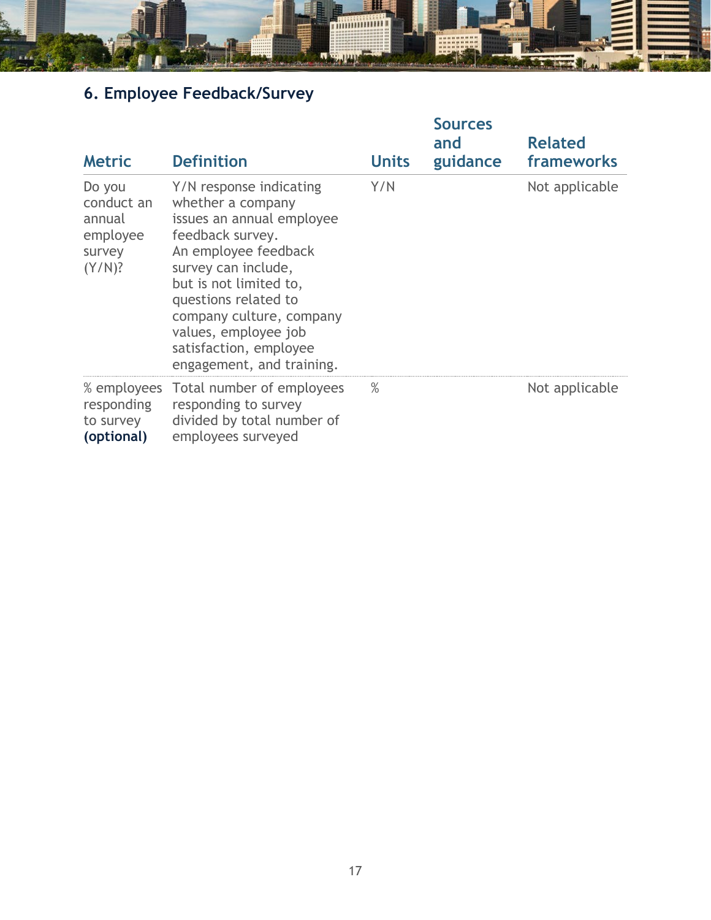## 6. Employee Feedback/Survey

| Metric | Definition | Units | Sources and guidance | Related frameworks |
|---|---|---|---|---|
| Do you conduct an annual employee survey (Y/N)? | Y/N response indicating whether a company issues an annual employee feedback survey. An employee feedback survey can include, but is not limited to, questions related to company culture, company values, employee job satisfaction, employee engagement, and training. | Y/N | | Not applicable |
| % employees responding to survey **(optional)** | Total number of employees responding to survey divided by total number of employees surveyed | % | | Not applicable |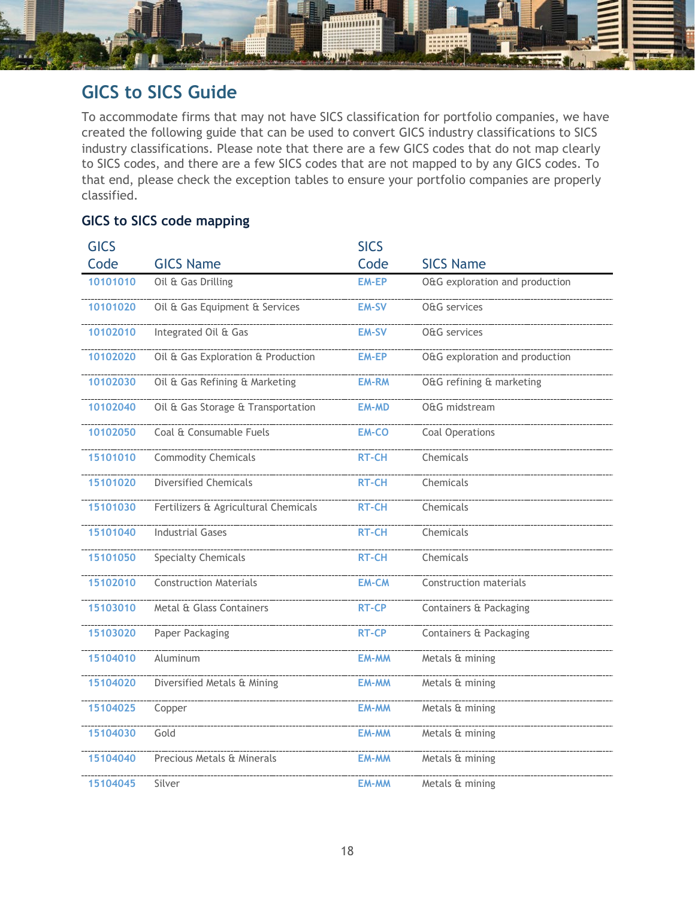## GICS to SICS Guide

To accommodate firms that may not have SICS classification for portfolio companies, we have created the following guide that can be used to convert GICS industry classifications to SICS industry classifications. Please note that there are a few GICS codes that do not map clearly to SICS codes, and there are a few SICS codes that are not mapped to by any GICS codes. To that end, please check the exception tables to ensure your portfolio companies are properly classified.

### GICS to SICS code mapping

| GICS Code | GICS Name | SICS Code | SICS Name |
|---|---|---|---|
| 10101010 | Oil & Gas Drilling | EM-EP | O&G exploration and production |
| 10101020 | Oil & Gas Equipment & Services | EM-SV | O&G services |
| 10102010 | Integrated Oil & Gas | EM-SV | O&G services |
| 10102020 | Oil & Gas Exploration & Production | EM-EP | O&G exploration and production |
| 10102030 | Oil & Gas Refining & Marketing | EM-RM | O&G refining & marketing |
| 10102040 | Oil & Gas Storage & Transportation | EM-MD | O&G midstream |
| 10102050 | Coal & Consumable Fuels | EM-CO | Coal Operations |
| 15101010 | Commodity Chemicals | RT-CH | Chemicals |
| 15101020 | Diversified Chemicals | RT-CH | Chemicals |
| 15101030 | Fertilizers & Agricultural Chemicals | RT-CH | Chemicals |
| 15101040 | Industrial Gases | RT-CH | Chemicals |
| 15101050 | Specialty Chemicals | RT-CH | Chemicals |
| 15102010 | Construction Materials | EM-CM | Construction materials |
| 15103010 | Metal & Glass Containers | RT-CP | Containers & Packaging |
| 15103020 | Paper Packaging | RT-CP | Containers & Packaging |
| 15104010 | Aluminum | EM-MM | Metals & mining |
| 15104020 | Diversified Metals & Mining | EM-MM | Metals & mining |
| 15104025 | Copper | EM-MM | Metals & mining |
| 15104030 | Gold | EM-MM | Metals & mining |
| 15104040 | Precious Metals & Minerals | EM-MM | Metals & mining |
| 15104045 | Silver | EM-MM | Metals & mining |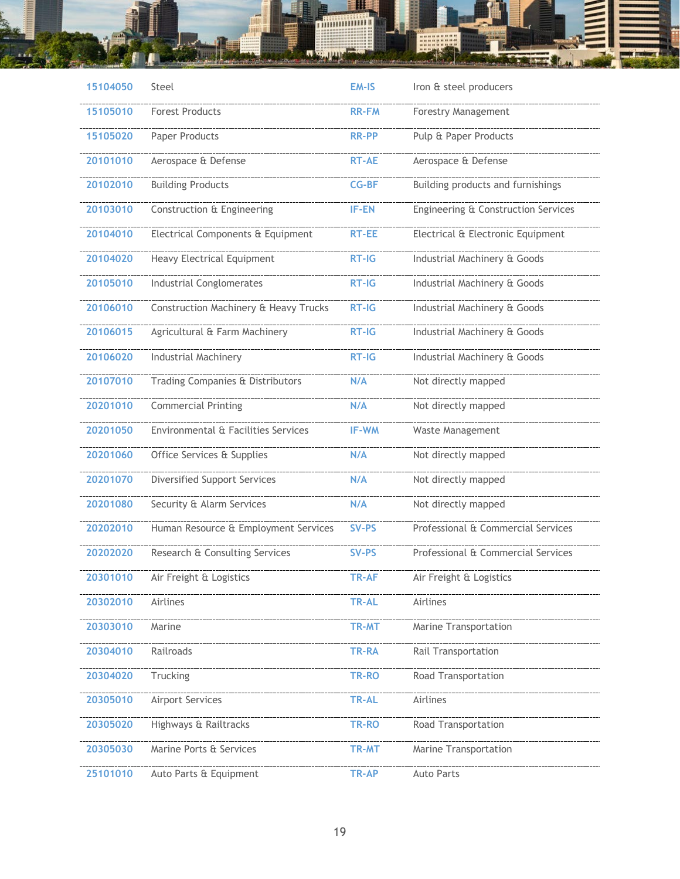| | | | |
|---|---|---|---|
| 15104050 | Steel | EM-IS | Iron & steel producers |
| 15105010 | Forest Products | RR-FM | Forestry Management |
| 15105020 | Paper Products | RR-PP | Pulp & Paper Products |
| 20101010 | Aerospace & Defense | RT-AE | Aerospace & Defense |
| 20102010 | Building Products | CG-BF | Building products and furnishings |
| 20103010 | Construction & Engineering | IF-EN | Engineering & Construction Services |
| 20104010 | Electrical Components & Equipment | RT-EE | Electrical & Electronic Equipment |
| 20104020 | Heavy Electrical Equipment | RT-IG | Industrial Machinery & Goods |
| 20105010 | Industrial Conglomerates | RT-IG | Industrial Machinery & Goods |
| 20106010 | Construction Machinery & Heavy Trucks | RT-IG | Industrial Machinery & Goods |
| 20106015 | Agricultural & Farm Machinery | RT-IG | Industrial Machinery & Goods |
| 20106020 | Industrial Machinery | RT-IG | Industrial Machinery & Goods |
| 20107010 | Trading Companies & Distributors | N/A | Not directly mapped |
| 20201010 | Commercial Printing | N/A | Not directly mapped |
| 20201050 | Environmental & Facilities Services | IF-WM | Waste Management |
| 20201060 | Office Services & Supplies | N/A | Not directly mapped |
| 20201070 | Diversified Support Services | N/A | Not directly mapped |
| 20201080 | Security & Alarm Services | N/A | Not directly mapped |
| 20202010 | Human Resource & Employment Services | SV-PS | Professional & Commercial Services |
| 20202020 | Research & Consulting Services | SV-PS | Professional & Commercial Services |
| 20301010 | Air Freight & Logistics | TR-AF | Air Freight & Logistics |
| 20302010 | Airlines | TR-AL | Airlines |
| 20303010 | Marine | TR-MT | Marine Transportation |
| 20304010 | Railroads | TR-RA | Rail Transportation |
| 20304020 | Trucking | TR-RO | Road Transportation |
| 20305010 | Airport Services | TR-AL | Airlines |
| 20305020 | Highways & Railtracks | TR-RO | Road Transportation |
| 20305030 | Marine Ports & Services | TR-MT | Marine Transportation |
| 25101010 | Auto Parts & Equipment | TR-AP | Auto Parts |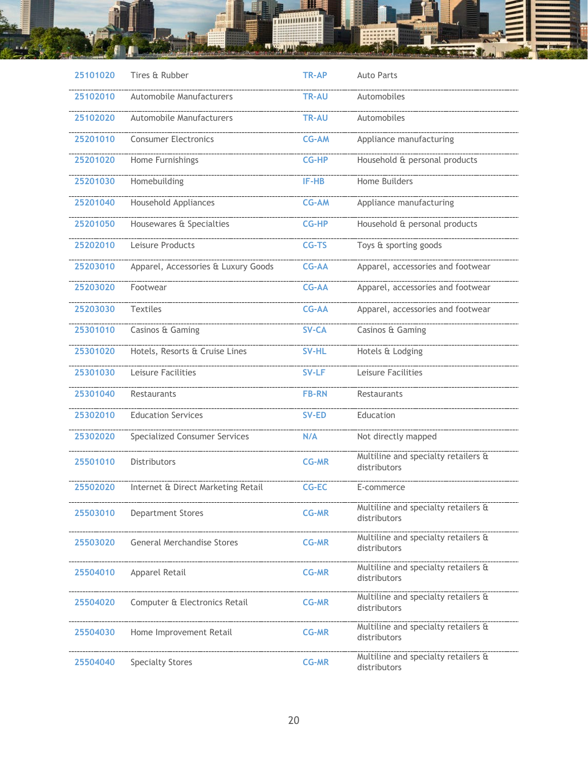| | | | |
|---|---|---|---|
| 25101020 | Tires & Rubber | TR-AP | Auto Parts |
| 25102010 | Automobile Manufacturers | TR-AU | Automobiles |
| 25102020 | Automobile Manufacturers | TR-AU | Automobiles |
| 25201010 | Consumer Electronics | CG-AM | Appliance manufacturing |
| 25201020 | Home Furnishings | CG-HP | Household & personal products |
| 25201030 | Homebuilding | IF-HB | Home Builders |
| 25201040 | Household Appliances | CG-AM | Appliance manufacturing |
| 25201050 | Housewares & Specialties | CG-HP | Household & personal products |
| 25202010 | Leisure Products | CG-TS | Toys & sporting goods |
| 25203010 | Apparel, Accessories & Luxury Goods | CG-AA | Apparel, accessories and footwear |
| 25203020 | Footwear | CG-AA | Apparel, accessories and footwear |
| 25203030 | Textiles | CG-AA | Apparel, accessories and footwear |
| 25301010 | Casinos & Gaming | SV-CA | Casinos & Gaming |
| 25301020 | Hotels, Resorts & Cruise Lines | SV-HL | Hotels & Lodging |
| 25301030 | Leisure Facilities | SV-LF | Leisure Facilities |
| 25301040 | Restaurants | FB-RN | Restaurants |
| 25302010 | Education Services | SV-ED | Education |
| 25302020 | Specialized Consumer Services | N/A | Not directly mapped |
| 25501010 | Distributors | CG-MR | Multiline and specialty retailers & distributors |
| 25502020 | Internet & Direct Marketing Retail | CG-EC | E-commerce |
| 25503010 | Department Stores | CG-MR | Multiline and specialty retailers & distributors |
| 25503020 | General Merchandise Stores | CG-MR | Multiline and specialty retailers & distributors |
| 25504010 | Apparel Retail | CG-MR | Multiline and specialty retailers & distributors |
| 25504020 | Computer & Electronics Retail | CG-MR | Multiline and specialty retailers & distributors |
| 25504030 | Home Improvement Retail | CG-MR | Multiline and specialty retailers & distributors |
| 25504040 | Specialty Stores | CG-MR | Multiline and specialty retailers & distributors |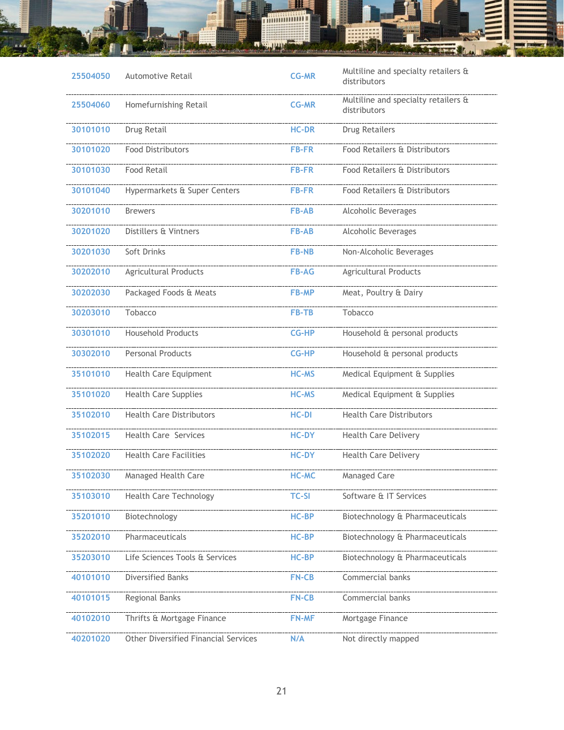| | | | |
|---|---|---|---|
| 25504050 | Automotive Retail | CG-MR | Multiline and specialty retailers & distributors |
| 25504060 | Homefurnishing Retail | CG-MR | Multiline and specialty retailers & distributors |
| 30101010 | Drug Retail | HC-DR | Drug Retailers |
| 30101020 | Food Distributors | FB-FR | Food Retailers & Distributors |
| 30101030 | Food Retail | FB-FR | Food Retailers & Distributors |
| 30101040 | Hypermarkets & Super Centers | FB-FR | Food Retailers & Distributors |
| 30201010 | Brewers | FB-AB | Alcoholic Beverages |
| 30201020 | Distillers & Vintners | FB-AB | Alcoholic Beverages |
| 30201030 | Soft Drinks | FB-NB | Non-Alcoholic Beverages |
| 30202010 | Agricultural Products | FB-AG | Agricultural Products |
| 30202030 | Packaged Foods & Meats | FB-MP | Meat, Poultry & Dairy |
| 30203010 | Tobacco | FB-TB | Tobacco |
| 30301010 | Household Products | CG-HP | Household & personal products |
| 30302010 | Personal Products | CG-HP | Household & personal products |
| 35101010 | Health Care Equipment | HC-MS | Medical Equipment & Supplies |
| 35101020 | Health Care Supplies | HC-MS | Medical Equipment & Supplies |
| 35102010 | Health Care Distributors | HC-DI | Health Care Distributors |
| 35102015 | Health Care Services | HC-DY | Health Care Delivery |
| 35102020 | Health Care Facilities | HC-DY | Health Care Delivery |
| 35102030 | Managed Health Care | HC-MC | Managed Care |
| 35103010 | Health Care Technology | TC-SI | Software & IT Services |
| 35201010 | Biotechnology | HC-BP | Biotechnology & Pharmaceuticals |
| 35202010 | Pharmaceuticals | HC-BP | Biotechnology & Pharmaceuticals |
| 35203010 | Life Sciences Tools & Services | HC-BP | Biotechnology & Pharmaceuticals |
| 40101010 | Diversified Banks | FN-CB | Commercial banks |
| 40101015 | Regional Banks | FN-CB | Commercial banks |
| 40102010 | Thrifts & Mortgage Finance | FN-MF | Mortgage Finance |
| 40201020 | Other Diversified Financial Services | N/A | Not directly mapped |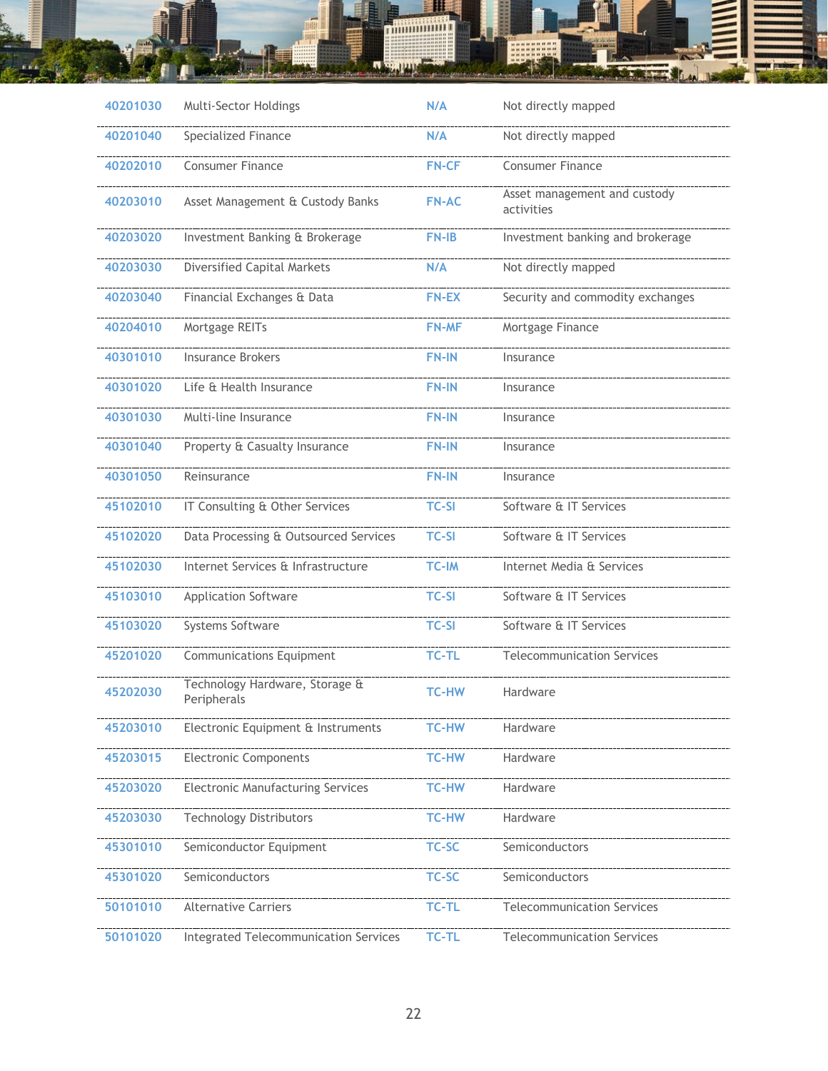| | | | |
|---|---|---|---|
| 40201030 | Multi-Sector Holdings | N/A | Not directly mapped |
| 40201040 | Specialized Finance | N/A | Not directly mapped |
| 40202010 | Consumer Finance | FN-CF | Consumer Finance |
| 40203010 | Asset Management & Custody Banks | FN-AC | Asset management and custody activities |
| 40203020 | Investment Banking & Brokerage | FN-IB | Investment banking and brokerage |
| 40203030 | Diversified Capital Markets | N/A | Not directly mapped |
| 40203040 | Financial Exchanges & Data | FN-EX | Security and commodity exchanges |
| 40204010 | Mortgage REITs | FN-MF | Mortgage Finance |
| 40301010 | Insurance Brokers | FN-IN | Insurance |
| 40301020 | Life & Health Insurance | FN-IN | Insurance |
| 40301030 | Multi-line Insurance | FN-IN | Insurance |
| 40301040 | Property & Casualty Insurance | FN-IN | Insurance |
| 40301050 | Reinsurance | FN-IN | Insurance |
| 45102010 | IT Consulting & Other Services | TC-SI | Software & IT Services |
| 45102020 | Data Processing & Outsourced Services | TC-SI | Software & IT Services |
| 45102030 | Internet Services & Infrastructure | TC-IM | Internet Media & Services |
| 45103010 | Application Software | TC-SI | Software & IT Services |
| 45103020 | Systems Software | TC-SI | Software & IT Services |
| 45201020 | Communications Equipment | TC-TL | Telecommunication Services |
| 45202030 | Technology Hardware, Storage & Peripherals | TC-HW | Hardware |
| 45203010 | Electronic Equipment & Instruments | TC-HW | Hardware |
| 45203015 | Electronic Components | TC-HW | Hardware |
| 45203020 | Electronic Manufacturing Services | TC-HW | Hardware |
| 45203030 | Technology Distributors | TC-HW | Hardware |
| 45301010 | Semiconductor Equipment | TC-SC | Semiconductors |
| 45301020 | Semiconductors | TC-SC | Semiconductors |
| 50101010 | Alternative Carriers | TC-TL | Telecommunication Services |
| 50101020 | Integrated Telecommunication Services | TC-TL | Telecommunication Services |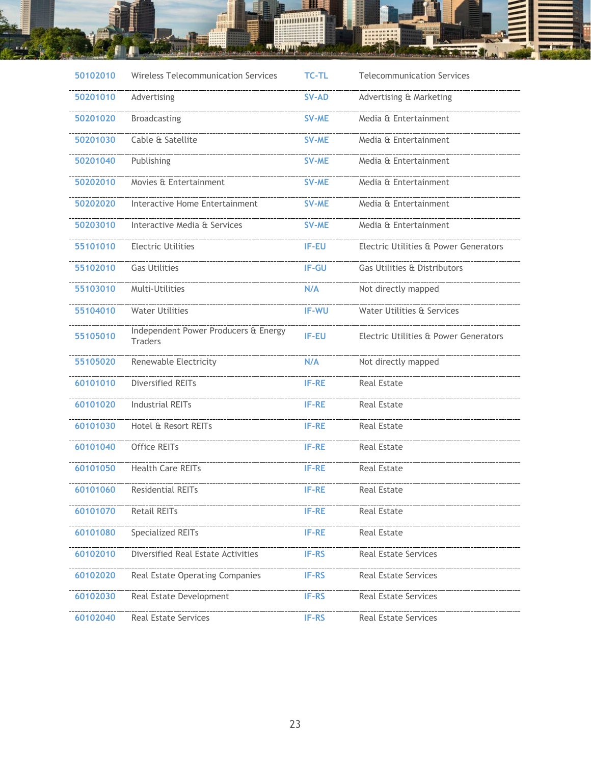| | | | |
|---|---|---|---|
| 50102010 | Wireless Telecommunication Services | TC-TL | Telecommunication Services |
| 50201010 | Advertising | SV-AD | Advertising & Marketing |
| 50201020 | Broadcasting | SV-ME | Media & Entertainment |
| 50201030 | Cable & Satellite | SV-ME | Media & Entertainment |
| 50201040 | Publishing | SV-ME | Media & Entertainment |
| 50202010 | Movies & Entertainment | SV-ME | Media & Entertainment |
| 50202020 | Interactive Home Entertainment | SV-ME | Media & Entertainment |
| 50203010 | Interactive Media & Services | SV-ME | Media & Entertainment |
| 55101010 | Electric Utilities | IF-EU | Electric Utilities & Power Generators |
| 55102010 | Gas Utilities | IF-GU | Gas Utilities & Distributors |
| 55103010 | Multi-Utilities | N/A | Not directly mapped |
| 55104010 | Water Utilities | IF-WU | Water Utilities & Services |
| 55105010 | Independent Power Producers & Energy Traders | IF-EU | Electric Utilities & Power Generators |
| 55105020 | Renewable Electricity | N/A | Not directly mapped |
| 60101010 | Diversified REITs | IF-RE | Real Estate |
| 60101020 | Industrial REITs | IF-RE | Real Estate |
| 60101030 | Hotel & Resort REITs | IF-RE | Real Estate |
| 60101040 | Office REITs | IF-RE | Real Estate |
| 60101050 | Health Care REITs | IF-RE | Real Estate |
| 60101060 | Residential REITs | IF-RE | Real Estate |
| 60101070 | Retail REITs | IF-RE | Real Estate |
| 60101080 | Specialized REITs | IF-RE | Real Estate |
| 60102010 | Diversified Real Estate Activities | IF-RS | Real Estate Services |
| 60102020 | Real Estate Operating Companies | IF-RS | Real Estate Services |
| 60102030 | Real Estate Development | IF-RS | Real Estate Services |
| 60102040 | Real Estate Services | IF-RS | Real Estate Services |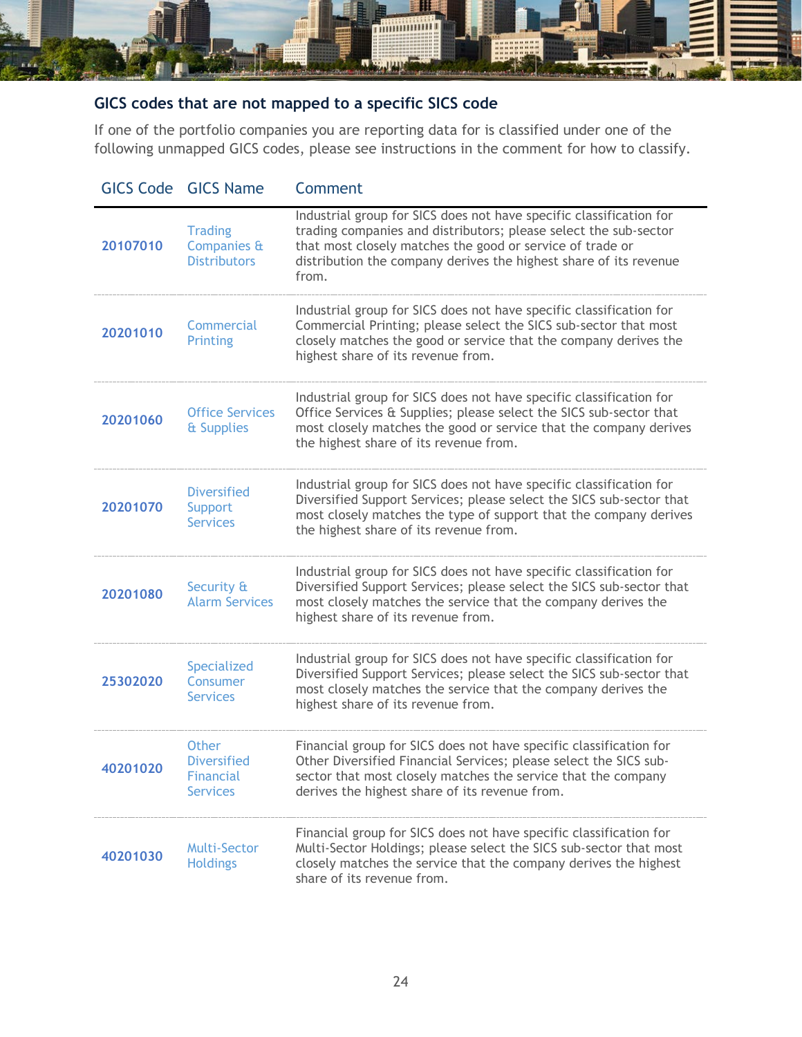## GICS codes that are not mapped to a specific SICS code

If one of the portfolio companies you are reporting data for is classified under one of the following unmapped GICS codes, please see instructions in the comment for how to classify.

| GICS Code | GICS Name | Comment |
|---|---|---|
| 20107010 | Trading Companies & Distributors | Industrial group for SICS does not have specific classification for trading companies and distributors; please select the sub-sector that most closely matches the good or service of trade or distribution the company derives the highest share of its revenue from. |
| 20201010 | Commercial Printing | Industrial group for SICS does not have specific classification for Commercial Printing; please select the SICS sub-sector that most closely matches the good or service that the company derives the highest share of its revenue from. |
| 20201060 | Office Services & Supplies | Industrial group for SICS does not have specific classification for Office Services & Supplies; please select the SICS sub-sector that most closely matches the good or service that the company derives the highest share of its revenue from. |
| 20201070 | Diversified Support Services | Industrial group for SICS does not have specific classification for Diversified Support Services; please select the SICS sub-sector that most closely matches the type of support that the company derives the highest share of its revenue from. |
| 20201080 | Security & Alarm Services | Industrial group for SICS does not have specific classification for Diversified Support Services; please select the SICS sub-sector that most closely matches the service that the company derives the highest share of its revenue from. |
| 25302020 | Specialized Consumer Services | Industrial group for SICS does not have specific classification for Diversified Support Services; please select the SICS sub-sector that most closely matches the service that the company derives the highest share of its revenue from. |
| 40201020 | Other Diversified Financial Services | Financial group for SICS does not have specific classification for Other Diversified Financial Services; please select the SICS sub-sector that most closely matches the service that the company derives the highest share of its revenue from. |
| 40201030 | Multi-Sector Holdings | Financial group for SICS does not have specific classification for Multi-Sector Holdings; please select the SICS sub-sector that most closely matches the service that the company derives the highest share of its revenue from. |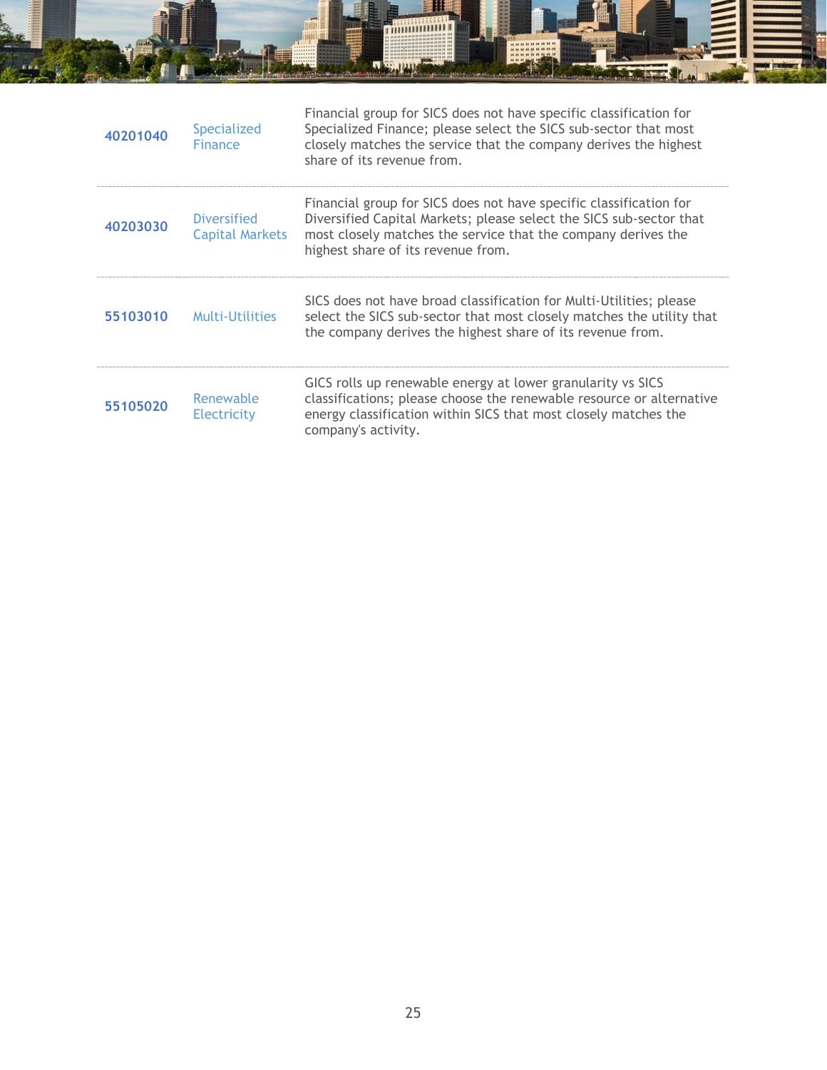| | | |
|---|---|---|
| **40201040** | Specialized Finance | Financial group for SICS does not have specific classification for Specialized Finance; please select the SICS sub-sector that most closely matches the service that the company derives the highest share of its revenue from. |
| **40203030** | Diversified Capital Markets | Financial group for SICS does not have specific classification for Diversified Capital Markets; please select the SICS sub-sector that most closely matches the service that the company derives the highest share of its revenue from. |
| **55103010** | Multi-Utilities | SICS does not have broad classification for Multi-Utilities; please select the SICS sub-sector that most closely matches the utility that the company derives the highest share of its revenue from. |
| **55105020** | Renewable Electricity | GICS rolls up renewable energy at lower granularity vs SICS classifications; please choose the renewable resource or alternative energy classification within SICS that most closely matches the company's activity. |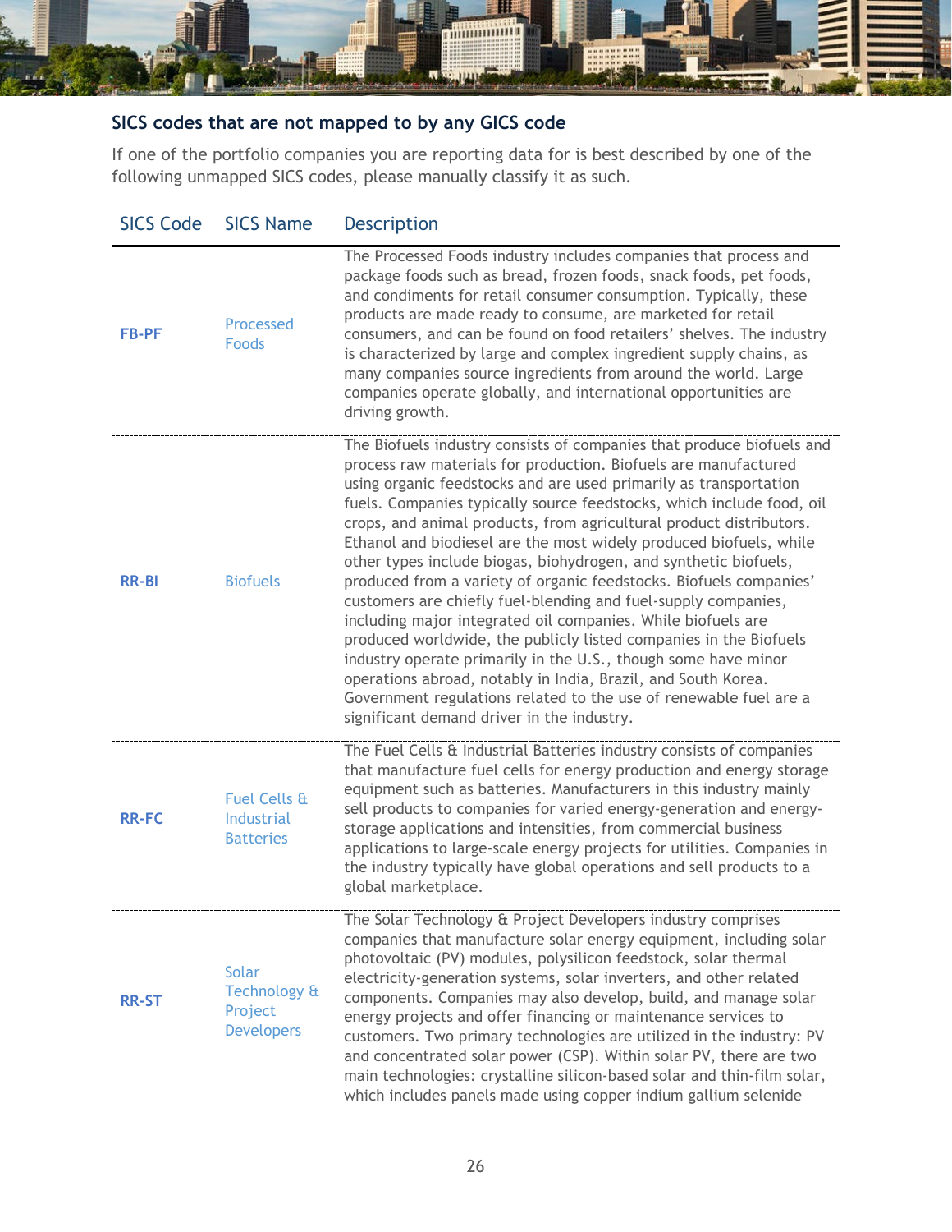## SICS codes that are not mapped to by any GICS code

If one of the portfolio companies you are reporting data for is best described by one of the following unmapped SICS codes, please manually classify it as such.

| SICS Code | SICS Name | Description |
|---|---|---|
| FB-PF | Processed Foods | The Processed Foods industry includes companies that process and package foods such as bread, frozen foods, snack foods, pet foods, and condiments for retail consumer consumption. Typically, these products are made ready to consume, are marketed for retail consumers, and can be found on food retailers' shelves. The industry is characterized by large and complex ingredient supply chains, as many companies source ingredients from around the world. Large companies operate globally, and international opportunities are driving growth. |
| RR-BI | Biofuels | The Biofuels industry consists of companies that produce biofuels and process raw materials for production. Biofuels are manufactured using organic feedstocks and are used primarily as transportation fuels. Companies typically source feedstocks, which include food, oil crops, and animal products, from agricultural product distributors. Ethanol and biodiesel are the most widely produced biofuels, while other types include biogas, biohydrogen, and synthetic biofuels, produced from a variety of organic feedstocks. Biofuels companies' customers are chiefly fuel-blending and fuel-supply companies, including major integrated oil companies. While biofuels are produced worldwide, the publicly listed companies in the Biofuels industry operate primarily in the U.S., though some have minor operations abroad, notably in India, Brazil, and South Korea. Government regulations related to the use of renewable fuel are a significant demand driver in the industry. |
| RR-FC | Fuel Cells & Industrial Batteries | The Fuel Cells & Industrial Batteries industry consists of companies that manufacture fuel cells for energy production and energy storage equipment such as batteries. Manufacturers in this industry mainly sell products to companies for varied energy-generation and energy-storage applications and intensities, from commercial business applications to large-scale energy projects for utilities. Companies in the industry typically have global operations and sell products to a global marketplace. |
| RR-ST | Solar Technology & Project Developers | The Solar Technology & Project Developers industry comprises companies that manufacture solar energy equipment, including solar photovoltaic (PV) modules, polysilicon feedstock, solar thermal electricity-generation systems, solar inverters, and other related components. Companies may also develop, build, and manage solar energy projects and offer financing or maintenance services to customers. Two primary technologies are utilized in the industry: PV and concentrated solar power (CSP). Within solar PV, there are two main technologies: crystalline silicon-based solar and thin-film solar, which includes panels made using copper indium gallium selenide |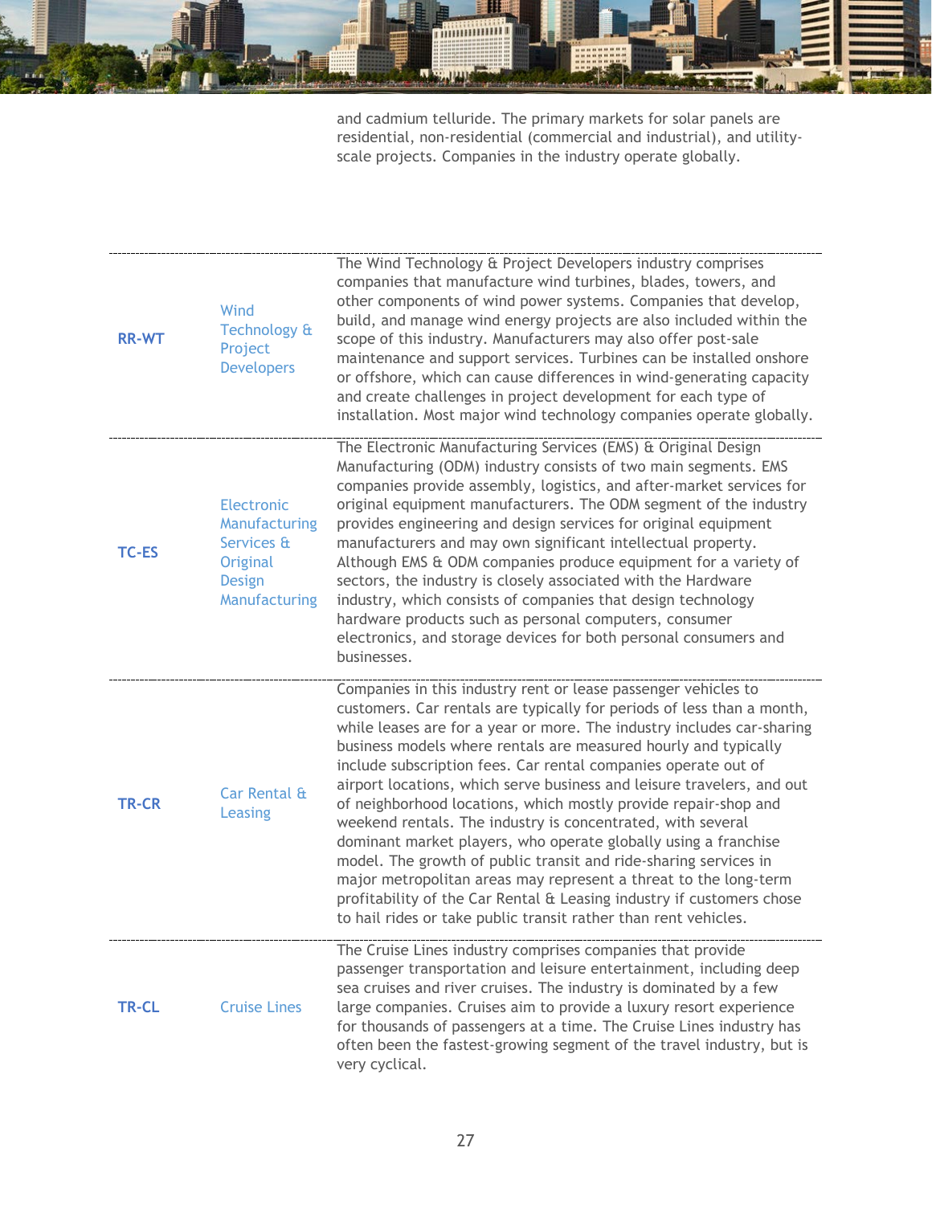and cadmium telluride. The primary markets for solar panels are residential, non-residential (commercial and industrial), and utility-scale projects. Companies in the industry operate globally.

| | | |
|---|---|---|
| RR-WT | Wind Technology & Project Developers | The Wind Technology & Project Developers industry comprises companies that manufacture wind turbines, blades, towers, and other components of wind power systems. Companies that develop, build, and manage wind energy projects are also included within the scope of this industry. Manufacturers may also offer post-sale maintenance and support services. Turbines can be installed onshore or offshore, which can cause differences in wind-generating capacity and create challenges in project development for each type of installation. Most major wind technology companies operate globally. |
| TC-ES | Electronic Manufacturing Services & Original Design Manufacturing | The Electronic Manufacturing Services (EMS) & Original Design Manufacturing (ODM) industry consists of two main segments. EMS companies provide assembly, logistics, and after-market services for original equipment manufacturers. The ODM segment of the industry provides engineering and design services for original equipment manufacturers and may own significant intellectual property. Although EMS & ODM companies produce equipment for a variety of sectors, the industry is closely associated with the Hardware industry, which consists of companies that design technology hardware products such as personal computers, consumer electronics, and storage devices for both personal consumers and businesses. |
| TR-CR | Car Rental & Leasing | Companies in this industry rent or lease passenger vehicles to customers. Car rentals are typically for periods of less than a month, while leases are for a year or more. The industry includes car-sharing business models where rentals are measured hourly and typically include subscription fees. Car rental companies operate out of airport locations, which serve business and leisure travelers, and out of neighborhood locations, which mostly provide repair-shop and weekend rentals. The industry is concentrated, with several dominant market players, who operate globally using a franchise model. The growth of public transit and ride-sharing services in major metropolitan areas may represent a threat to the long-term profitability of the Car Rental & Leasing industry if customers chose to hail rides or take public transit rather than rent vehicles. |
| TR-CL | Cruise Lines | The Cruise Lines industry comprises companies that provide passenger transportation and leisure entertainment, including deep sea cruises and river cruises. The industry is dominated by a few large companies. Cruises aim to provide a luxury resort experience for thousands of passengers at a time. The Cruise Lines industry has often been the fastest-growing segment of the travel industry, but is very cyclical. |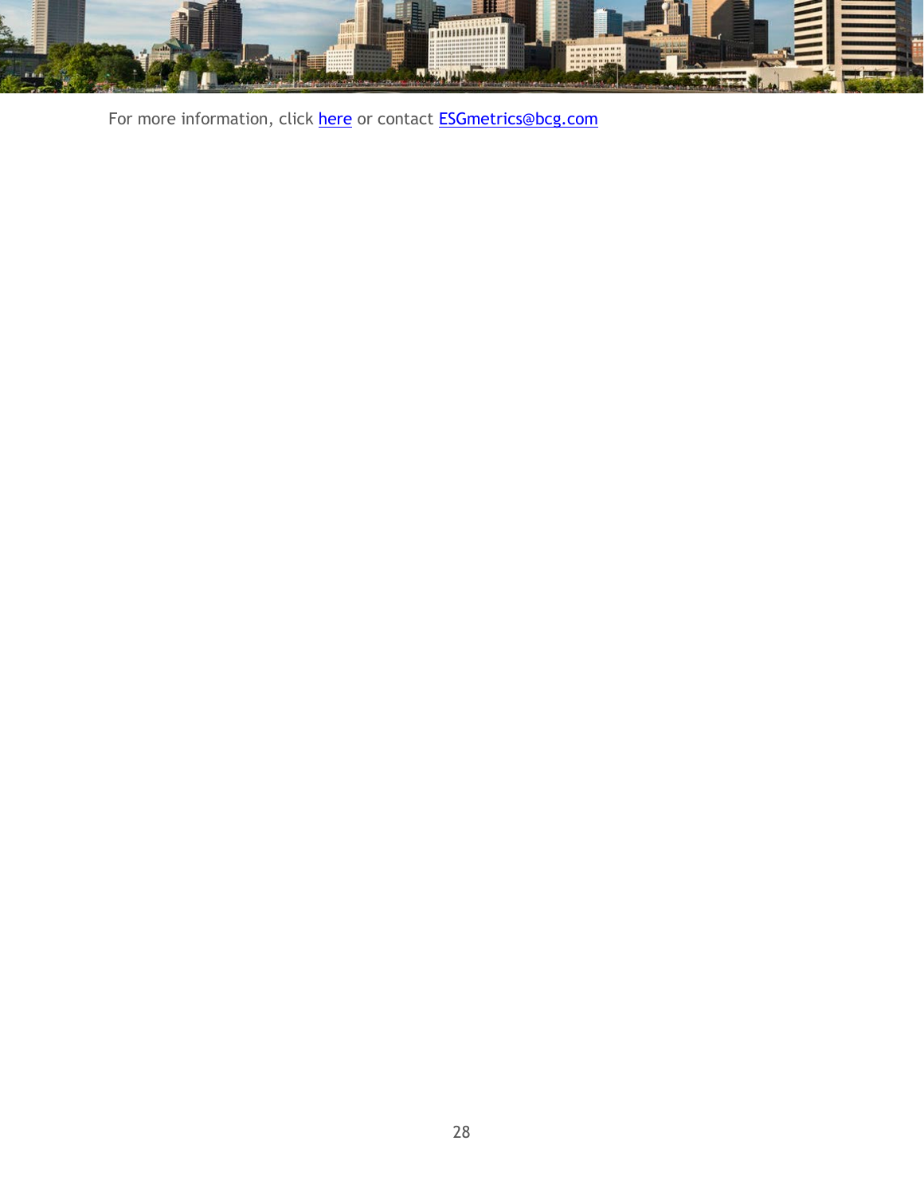For more information, click here or contact ESGmetrics@bcg.com